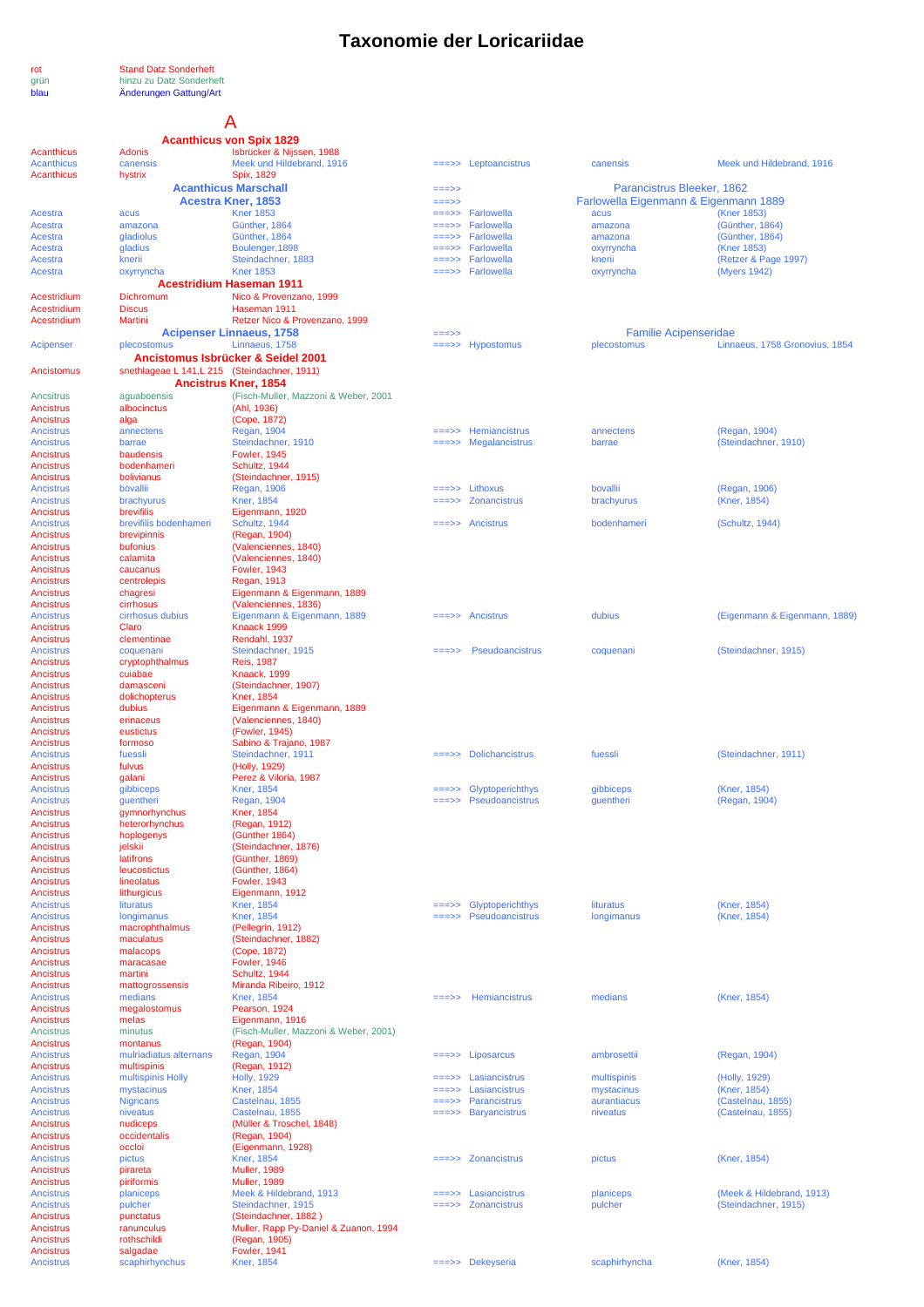# Taxonomie der Loricariidae

| | |
|---|---|
| rot | Stand Datz Sonderheft |
| grün | hinzu zu Datz Sonderheft |
| blau | Änderungen Gattung/Art |

## A

| Gattung | Art | Autor | | Neue Gattung | Neue Art | Neuer Autor |
|---|---|---|---|---|---|---|
| **Acanthicus von Spix 1829** | | | | | | |
| Acanthicus | Adonis | Isbrücker & Nijssen, 1988 | | | | |
| Acanthicus | canensis | Meek und Hildebrand, 1916 | ===>> | Leptoancistrus | canensis | Meek und Hildebrand, 1916 |
| Acanthicus | hystrix | Spix, 1829 | | | | |
| **Acanthicus Marschall** | | | ===>> | Parancistrus Bleeker, 1862 | | |
| **Acestra Kner, 1853** | | | ===>> | Farlowella Eigenmann & Eigenmann 1889 | | |
| Acestra | acus | Kner 1853 | ===>> | Farlowella | acus | (Kner 1853) |
| Acestra | amazona | Günther, 1864 | ===>> | Farlowella | amazona | (Günther, 1864) |
| Acestra | gladiolus | Günther, 1864 | ===>> | Farlowella | amazona | (Günther, 1864) |
| Acestra | gladius | Boulenger,1898 | ===>> | Farlowella | oxyrryncha | (Kner 1853) |
| Acestra | knerii | Steindachner, 1883 | ===>> | Farlowella | knerii | (Retzer & Page 1997) |
| Acestra | oxyrryncha | Kner 1853 | ===>> | Farlowella | oxyrryncha | (Myers 1942) |
| **Acestridium Haseman 1911** | | | | | | |
| Acestridium | Dichromum | Nico & Provenzano, 1999 | | | | |
| Acestridium | Discus | Haseman 1911 | | | | |
| Acestridium | Martini | Retzer Nico & Provenzano, 1999 | | | | |
| **Acipenser Linnaeus, 1758** | | | ===>> | Familie Acipenseridae | | |
| Acipenser | plecostomus | Linnaeus, 1758 | ===>> | Hypostomus | plecostomus | Linnaeus, 1758 Gronovius, 1854 |
| **Ancistomus Isbrücker & Seidel 2001** | | | | | | |
| Ancistomus | snethlageae L 141,L 215 | (Steindachner, 1911) | | | | |
| **Ancistrus Kner, 1854** | | | | | | |
| Ancsitrus | aguaboensis | (Fisch-Muller, Mazzoni & Weber, 2001 | | | | |
| Ancistrus | albocinctus | (Ahl, 1936) | | | | |
| Ancistrus | alga | (Cope, 1872) | | | | |
| Ancistrus | annectens | Regan, 1904 | ===>> | Hemiancistrus | annectens | (Regan, 1904) |
| Ancistrus | barrae | Steindachner, 1910 | ===>> | Megalancistrus | barrae | (Steindachner, 1910) |
| Ancistrus | baudensis | Fowler, 1945 | | | | |
| Ancistrus | bodenhameri | Schultz, 1944 | | | | |
| Ancistrus | bolivianus | (Steindachner, 1915) | | | | |
| Ancistrus | bovallii | Regan, 1906 | ===>> | Lithoxus | bovallii | (Regan, 1906) |
| Ancistrus | brachyurus | Kner, 1854 | ===>> | Zonancistrus | brachyurus | (Kner, 1854) |
| Ancistrus | brevifilis | Eigenmann, 1920 | | | | |
| Ancistrus | brevifilis bodenhameri | Schultz, 1944 | ===>> | Ancistrus | bodenhameri | (Schultz, 1944) |
| Ancistrus | brevipinnis | (Regan, 1904) | | | | |
| Ancistrus | bufonius | (Valenciennes, 1840) | | | | |
| Ancistrus | calamita | (Valenciennes, 1840) | | | | |
| Ancistrus | caucanus | Fowler, 1943 | | | | |
| Ancistrus | centrolepis | Regan, 1913 | | | | |
| Ancistrus | chagresi | Eigenmann & Eigenmann, 1889 | | | | |
| Ancistrus | cirrhosus | (Valenciennes, 1836) | | | | |
| Ancistrus | cirrhosus dubius | Eigenmann & Eigenmann, 1889 | ===>> | Ancistrus | dubius | (Eigenmann & Eigenmann, 1889) |
| Ancistrus | Claro | Knaack 1999 | | | | |
| Ancistrus | clementinae | Rendahl, 1937 | | | | |
| Ancistrus | coquenani | Steindachner, 1915 | ===>> | Pseudoancistrus | coquenani | (Steindachner, 1915) |
| Ancistrus | cryptophthalmus | Reis, 1987 | | | | |
| Ancistrus | cuiabae | Knaack, 1999 | | | | |
| Ancistrus | damasceni | (Steindachner, 1907) | | | | |
| Ancistrus | dolichopterus | Kner, 1854 | | | | |
| Ancistrus | dubius | Eigenmann & Eigenmann, 1889 | | | | |
| Ancistrus | erinaceus | (Valenciennes, 1840) | | | | |
| Ancistrus | eustictus | (Fowler, 1945) | | | | |
| Ancistrus | formoso | Sabino & Trajano, 1987 | | | | |
| Ancistrus | fuessli | Steindachner, 1911 | ===>> | Dolichancistrus | fuessli | (Steindachner, 1911) |
| Ancistrus | fulvus | (Holly, 1929) | | | | |
| Ancistrus | galani | Perez & Viloria, 1987 | | | | |
| Ancistrus | gibbiceps | Kner, 1854 | ===>> | Glyptoperichthys | gibbiceps | (Kner, 1854) |
| Ancistrus | guentheri | Regan, 1904 | ===>> | Pseudoancistrus | guentheri | (Regan, 1904) |
| Ancistrus | gymnorhynchus | Kner, 1854 | | | | |
| Ancistrus | heterorhynchus | (Regan, 1912) | | | | |
| Ancistrus | hoplogenys | (Günther 1864) | | | | |
| Ancistrus | jelskii | (Steindachner, 1876) | | | | |
| Ancistrus | latifrons | (Günther, 1869) | | | | |
| Ancistrus | leucostictus | (Günther, 1864) | | | | |
| Ancistrus | lineolatus | Fowler, 1943 | | | | |
| Ancistrus | lithurgicus | Eigenmann, 1912 | | | | |
| Ancistrus | lituratus | Kner, 1854 | ===>> | Glyptoperichthys | lituratus | (Kner, 1854) |
| Ancistrus | longimanus | Kner, 1854 | ===>> | Pseudoancistrus | longimanus | (Kner, 1854) |
| Ancistrus | macrophthalmus | (Pellegrin, 1912) | | | | |
| Ancistrus | maculatus | (Steindachner, 1882) | | | | |
| Ancistrus | malacops | (Cope, 1872) | | | | |
| Ancistrus | maracasae | Fowler, 1946 | | | | |
| Ancistrus | martini | Schultz, 1944 | | | | |
| Ancistrus | mattogrossensis | Miranda Ribeiro, 1912 | | | | |
| Ancistrus | medians | Kner, 1854 | ===>> | Hemiancistrus | medians | (Kner, 1854) |
| Ancistrus | megalostomus | Pearson, 1924 | | | | |
| Ancistrus | melas | Eigenmann, 1916 | | | | |
| Ancistrus | minutus | (Fisch-Muller, Mazzoni & Weber, 2001) | | | | |
| Ancistrus | montanus | (Regan, 1904) | | | | |
| Ancistrus | mulriadiatus alternans | Regan, 1904 | ===>> | Liposarcus | ambrosettii | (Regan, 1904) |
| Ancistrus | multispinis | (Regan, 1912) | | | | |
| Ancistrus | multispinis Holly | Holly, 1929 | ===>> | Lasiancistrus | multispinis | (Holly, 1929) |
| Ancistrus | mystacinus | Kner, 1854 | ===>> | Lasiancistrus | mystacinus | (Kner, 1854) |
| Ancistrus | Nigricans | Castelnau, 1855 | ===>> | Parancistrus | aurantiacus | (Castelnau, 1855) |
| Ancistrus | niveatus | Castelnau, 1855 | ===>> | Baryancistrus | niveatus | (Castelnau, 1855) |
| Ancistrus | nudiceps | (Müller & Troschel, 1848) | | | | |
| Ancistrus | occidentalis | (Regan, 1904) | | | | |
| Ancistrus | occloi | (Eigenmann, 1928) | | | | |
| Ancistrus | pictus | Kner, 1854 | ===>> | Zonancistrus | pictus | (Kner, 1854) |
| Ancistrus | pirareta | Muller, 1989 | | | | |
| Ancistrus | piriformis | Muller, 1989 | | | | |
| Ancistrus | planiceps | Meek & Hildebrand, 1913 | ===>> | Lasiancistrus | planiceps | (Meek & Hildebrand, 1913) |
| Ancistrus | pulcher | Steindachner, 1915 | ===>> | Zonancistrus | pulcher | (Steindachner, 1915) |
| Ancistrus | punctatus | (Steindachner, 1882 ) | | | | |
| Ancistrus | ranunculus | Muller, Rapp Py-Daniel & Zuanon, 1994 | | | | |
| Ancistrus | rothschildi | (Regan, 1905) | | | | |
| Ancistrus | salgadae | Fowler, 1941 | | | | |
| Ancistrus | scaphirhynchus | Kner, 1854 | ===>> | Dekeyseria | scaphirhyncha | (Kner, 1854) |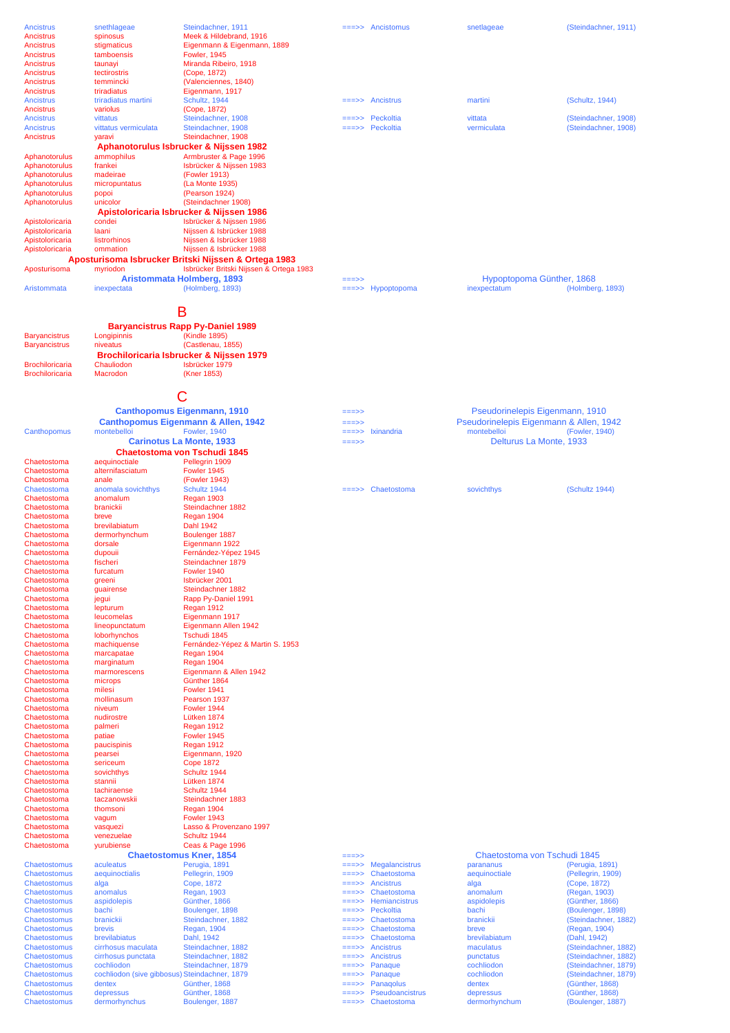| Genus | Species | Author | | Valid genus | Valid species | Valid author |
|---|---|---|---|---|---|---|
| Ancistrus | snethlageae | Steindachner, 1911 | ===>> | Ancistomus | snetlageae | (Steindachner, 1911) |
| Ancistrus | spinosus | Meek & Hildebrand, 1916 | | | | |
| Ancistrus | stigmaticus | Eigenmann & Eigenmann, 1889 | | | | |
| Ancistrus | tamboensis | Fowler, 1945 | | | | |
| Ancistrus | taunayi | Miranda Ribeiro, 1918 | | | | |
| Ancistrus | tectirostris | (Cope, 1872) | | | | |
| Ancistrus | temmincki | (Valenciennes, 1840) | | | | |
| Ancistrus | triradiatus | Eigenmann, 1917 | | | | |
| Ancistrus | triradiatus martini | Schultz, 1944 | ===>> | Ancistrus | martini | (Schultz, 1944) |
| Ancistrus | variolus | (Cope, 1872) | | | | |
| Ancistrus | vittatus | Steindachner, 1908 | ===>> | Peckoltia | vittata | (Steindachner, 1908) |
| Ancistrus | vittatus vermiculata | Steindachner, 1908 | ===>> | Peckoltia | vermiculata | (Steindachner, 1908) |
| Ancistrus | yaravi | Steindachner, 1908 | | | | |

**Aphanotorulus Isbrucker & Nijssen 1982**

| Genus | Species | Author |
|---|---|---|
| Aphanotorulus | ammophilus | Armbruster & Page 1996 |
| Aphanotorulus | frankei | Isbrücker & Nijssen 1983 |
| Aphanotorulus | madeirae | (Fowler 1913) |
| Aphanotorulus | micropuntatus | (La Monte 1935) |
| Aphanotorulus | popoi | (Pearson 1924) |
| Aphanotorulus | unicolor | (Steindachner 1908) |

**Apistoloricaria Isbrucker & Nijssen 1986**

| Genus | Species | Author |
|---|---|---|
| Apistoloricaria | condei | Isbrücker & Nijssen 1986 |
| Apistoloricaria | laani | Nijssen & Isbrücker 1988 |
| Apistoloricaria | listrorhinos | Nijssen & Isbrücker 1988 |
| Apistoloricaria | ommation | Nijssen & Isbrücker 1988 |

**Aposturisoma Isbrucker Britski Nijssen & Ortega 1983**

| Genus | Species | Author |
|---|---|---|
| Aposturisoma | myriodon | Isbrücker Britski Nijssen & Ortega 1983 |

**Aristommata Holmberg, 1893** ===>> Hypoptopoma Günther, 1868

| Genus | Species | Author | | Valid genus | Valid species | Valid author |
|---|---|---|---|---|---|---|
| Aristommata | inexpectata | (Holmberg, 1893) | ===>> | Hypoptopoma | inexpectatum | (Holmberg, 1893) |

# B

**Baryancistrus Rapp Py-Daniel 1989**

| Genus | Species | Author |
|---|---|---|
| Baryancistrus | Longipinnis | (Kindle 1895) |
| Baryancistrus | niveatus | (Castlenau, 1855) |

**Brochiloricaria Isbrucker & Nijssen 1979**

| Genus | Species | Author |
|---|---|---|
| Brochiloricaria | Chauliodon | Isbrücker 1979 |
| Brochiloricaria | Macrodon | (Kner 1853) |

# C

**Canthopomus Eigenmann, 1910** ===>> Pseudorinelepis Eigenmann, 1910

**Canthopomus Eigenmann & Allen, 1942** ===>> Pseudorinelepis Eigenmann & Allen, 1942

| Genus | Species | Author | | Valid genus | Valid species | Valid author |
|---|---|---|---|---|---|---|
| Canthopomus | montebelloi | Fowler, 1940 | ===>> | Ixinandria | montebelloi | (Fowler, 1940) |

**Carinotus La Monte, 1933** ===>> Delturus La Monte, 1933

**Chaetostoma von Tschudi 1845**

| Genus | Species | Author | | Valid genus | Valid species | Valid author |
|---|---|---|---|---|---|---|
| Chaetostoma | aequinoctiale | Pellegrin 1909 | | | | |
| Chaetostoma | alternifasciatum | Fowler 1945 | | | | |
| Chaetostoma | anale | (Fowler 1943) | | | | |
| Chaetostoma | anomala sovichthys | Schultz 1944 | ===>> | Chaetostoma | sovichthys | (Schultz 1944) |
| Chaetostoma | anomalum | Regan 1903 | | | | |
| Chaetostoma | branickii | Steindachner 1882 | | | | |
| Chaetostoma | breve | Regan 1904 | | | | |
| Chaetostoma | brevilabiatum | Dahl 1942 | | | | |
| Chaetostoma | dermorhynchum | Boulenger 1887 | | | | |
| Chaetostoma | dorsale | Eigenmann 1922 | | | | |
| Chaetostoma | dupouii | Fernández-Yépez 1945 | | | | |
| Chaetostoma | fischeri | Steindachner 1879 | | | | |
| Chaetostoma | furcatum | Fowler 1940 | | | | |
| Chaetostoma | greeni | Isbrücker 2001 | | | | |
| Chaetostoma | guairense | Steindachner 1882 | | | | |
| Chaetostoma | jegui | Rapp Py-Daniel 1991 | | | | |
| Chaetostoma | lepturum | Regan 1912 | | | | |
| Chaetostoma | leucomelas | Eigenmann 1917 | | | | |
| Chaetostoma | lineopunctatum | Eigenmann Allen 1942 | | | | |
| Chaetostoma | loborhynchos | Tschudi 1845 | | | | |
| Chaetostoma | machiquense | Fernández-Yépez & Martin S. 1953 | | | | |
| Chaetostoma | marcapatae | Regan 1904 | | | | |
| Chaetostoma | marginatum | Regan 1904 | | | | |
| Chaetostoma | marmorescens | Eigenmann & Allen 1942 | | | | |
| Chaetostoma | microps | Günther 1864 | | | | |
| Chaetostoma | milesi | Fowler 1941 | | | | |
| Chaetostoma | mollinasum | Pearson 1937 | | | | |
| Chaetostoma | niveum | Fowler 1944 | | | | |
| Chaetostoma | nudirostre | Lütken 1874 | | | | |
| Chaetostoma | palmeri | Regan 1912 | | | | |
| Chaetostoma | patiae | Fowler 1945 | | | | |
| Chaetostoma | paucispinis | Regan 1912 | | | | |
| Chaetostoma | pearsei | Eigenmann, 1920 | | | | |
| Chaetostoma | sericeum | Cope 1872 | | | | |
| Chaetostoma | sovichthys | Schultz 1944 | | | | |
| Chaetostoma | stannii | Lütken 1874 | | | | |
| Chaetostoma | tachiraense | Schultz 1944 | | | | |
| Chaetostoma | taczanowskii | Steindachner 1883 | | | | |
| Chaetostoma | thomsoni | Regan 1904 | | | | |
| Chaetostoma | vagum | Fowler 1943 | | | | |
| Chaetostoma | vasquezi | Lasso & Provenzano 1997 | | | | |
| Chaetostoma | venezuelae | Schultz 1944 | | | | |
| Chaetostoma | yurubiense | Ceas & Page 1996 | | | | |

**Chaetostomus Kner, 1854** ===>> Chaetostoma von Tschudi 1845

| Genus | Species | Author | | Valid genus | Valid species | Valid author |
|---|---|---|---|---|---|---|
| Chaetostomus | aculeatus | Perugia, 1891 | ===>> | Megalancistrus | parananus | (Perugia, 1891) |
| Chaetostomus | aequinoctialis | Pellegrin, 1909 | ===>> | Chaetostoma | aequinoctiale | (Pellegrin, 1909) |
| Chaetostomus | alga | Cope, 1872 | ===>> | Ancistrus | alga | (Cope, 1872) |
| Chaetostomus | anomalus | Regan, 1903 | ===>> | Chaetostoma | anomalum | (Regan, 1903) |
| Chaetostomus | aspidolepis | Günther, 1866 | ===>> | Hemiancistrus | aspidolepis | (Günther, 1866) |
| Chaetostomus | bachi | Boulenger, 1898 | ===>> | Peckoltia | bachi | (Boulenger, 1898) |
| Chaetostomus | branickii | Steindachner, 1882 | ===>> | Chaetostoma | branickii | (Steindachner, 1882) |
| Chaetostomus | brevis | Regan, 1904 | ===>> | Chaetostoma | breve | (Regan, 1904) |
| Chaetostomus | brevilabiatus | Dahl, 1942 | ===>> | Chaetostoma | brevilabiatum | (Dahl, 1942) |
| Chaetostomus | cirrhosus maculata | Steindachner, 1882 | ===>> | Ancistrus | maculatus | (Steindachner, 1882) |
| Chaetostomus | cirrhosus punctata | Steindachner, 1882 | ===>> | Ancistrus | punctatus | (Steindachner, 1882) |
| Chaetostomus | cochliodon | Steindachner, 1879 | ===>> | Panaque | cochliodon | (Steindachner, 1879) |
| Chaetostomus | cochliodon (sive gibbosus) | Steindachner, 1879 | ===>> | Panaque | cochliodon | (Steindachner, 1879) |
| Chaetostomus | dentex | Günther, 1868 | ===>> | Panaqolus | dentex | (Günther, 1868) |
| Chaetostomus | depressus | Günther, 1868 | ===>> | Pseudoancistrus | depressus | (Günther, 1868) |
| Chaetostomus | dermorhynchus | Boulenger, 1887 | ===>> | Chaetostoma | dermorhynchum | (Boulenger, 1887) |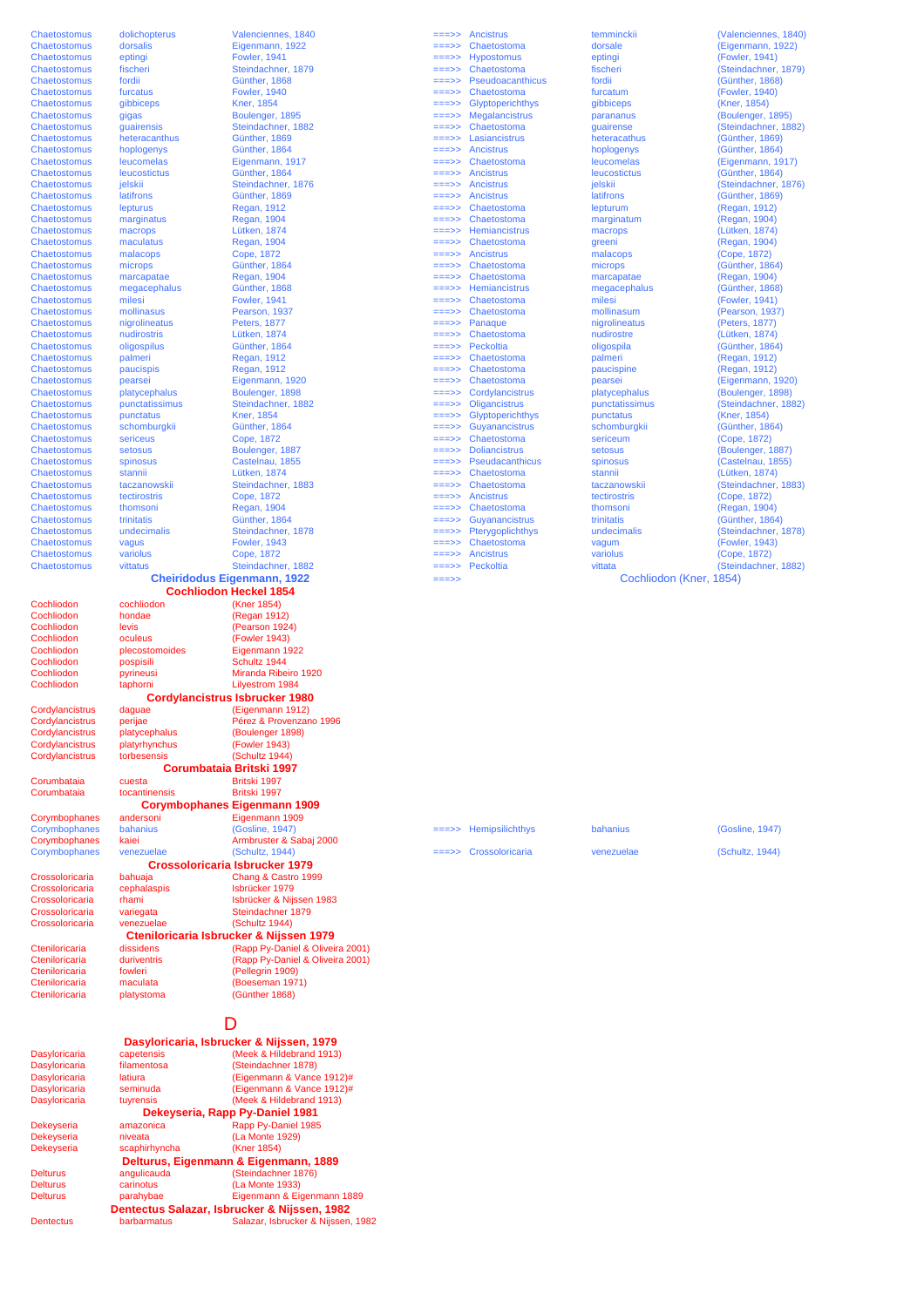| | | | | | | |
|---|---|---|---|---|---|---|
| Chaetostomus | dolichopterus | Valenciennes, 1840 | ===>> | Ancistrus | temminckii | (Valenciennes, 1840) |
| Chaetostomus | dorsalis | Eigenmann, 1922 | ===>> | Chaetostoma | dorsale | (Eigenmann, 1922) |
| Chaetostomus | eptingi | Fowler, 1941 | ===>> | Hypostomus | eptingi | (Fowler, 1941) |
| Chaetostomus | fischeri | Steindachner, 1879 | ===>> | Chaetostoma | fischeri | (Steindachner, 1879) |
| Chaetostomus | fordii | Günther, 1868 | ===>> | Pseudoacanthicus | fordii | (Günther, 1868) |
| Chaetostomus | furcatus | Fowler, 1940 | ===>> | Chaetostoma | furcatum | (Fowler, 1940) |
| Chaetostomus | gibbiceps | Kner, 1854 | ===>> | Glyptoperichthys | gibbiceps | (Kner, 1854) |
| Chaetostomus | gigas | Boulenger, 1895 | ===>> | Megalancistrus | parananus | (Boulenger, 1895) |
| Chaetostomus | guairensis | Steindachner, 1882 | ===>> | Chaetostoma | guairense | (Steindachner, 1882) |
| Chaetostomus | heteracanthus | Günther, 1869 | ===>> | Lasiancistrus | heteracathus | (Günther, 1869) |
| Chaetostomus | hoplogenys | Günther, 1864 | ===>> | Ancistrus | hoplogenys | (Günther, 1864) |
| Chaetostomus | leucomelas | Eigenmann, 1917 | ===>> | Chaetostoma | leucomelas | (Eigenmann, 1917) |
| Chaetostomus | leucostictus | Günther, 1864 | ===>> | Ancistrus | leucostictus | (Günther, 1864) |
| Chaetostomus | jelskii | Steindachner, 1876 | ===>> | Ancistrus | jelskii | (Steindachner, 1876) |
| Chaetostomus | latifrons | Günther, 1869 | ===>> | Ancistrus | latifrons | (Günther, 1869) |
| Chaetostomus | lepturus | Regan, 1912 | ===>> | Chaetostoma | lepturum | (Regan, 1912) |
| Chaetostomus | marginatus | Regan, 1904 | ===>> | Chaetostoma | marginatum | (Regan, 1904) |
| Chaetostomus | macrops | Lütken, 1874 | ===>> | Hemiancistrus | macrops | (Lütken, 1874) |
| Chaetostomus | maculatus | Regan, 1904 | ===>> | Chaetostoma | greeni | (Regan, 1904) |
| Chaetostomus | malacops | Cope, 1872 | ===>> | Ancistrus | malacops | (Cope, 1872) |
| Chaetostomus | microps | Günther, 1864 | ===>> | Chaetostoma | microps | (Günther, 1864) |
| Chaetostomus | marcapatae | Regan, 1904 | ===>> | Chaetostoma | marcapatae | (Regan, 1904) |
| Chaetostomus | megacephalus | Günther, 1868 | ===>> | Hemiancistrus | megacephalus | (Günther, 1868) |
| Chaetostomus | milesi | Fowler, 1941 | ===>> | Chaetostoma | milesi | (Fowler, 1941) |
| Chaetostomus | mollinasus | Pearson, 1937 | ===>> | Chaetostoma | mollinasum | (Pearson, 1937) |
| Chaetostomus | nigrolineatus | Peters, 1877 | ===>> | Panaque | nigrolineatus | (Peters, 1877) |
| Chaetostomus | nudirostris | Lütken, 1874 | ===>> | Chaetostoma | nudirostre | (Lütken, 1874) |
| Chaetostomus | oligospilus | Günther, 1864 | ===>> | Peckoltia | oligospila | (Günther, 1864) |
| Chaetostomus | palmeri | Regan, 1912 | ===>> | Chaetostoma | palmeri | (Regan, 1912) |
| Chaetostomus | paucispis | Regan, 1912 | ===>> | Chaetostoma | paucispine | (Regan, 1912) |
| Chaetostomus | pearsei | Eigenmann, 1920 | ===>> | Chaetostoma | pearsei | (Eigenmann, 1920) |
| Chaetostomus | platycephalus | Boulenger, 1898 | ===>> | Cordylancistrus | platycephalus | (Boulenger, 1898) |
| Chaetostomus | punctatissimus | Steindachner, 1882 | ===>> | Oligancistrus | punctatissimus | (Steindachner, 1882) |
| Chaetostomus | punctatus | Kner, 1854 | ===>> | Glyptoperichthys | punctatus | (Kner, 1854) |
| Chaetostomus | schomburgkii | Günther, 1864 | ===>> | Guyanancistrus | schomburgkii | (Günther, 1864) |
| Chaetostomus | sericeus | Cope, 1872 | ===>> | Chaetostoma | sericeum | (Cope, 1872) |
| Chaetostomus | setosus | Boulenger, 1887 | ===>> | Doliancistrus | setosus | (Boulenger, 1887) |
| Chaetostomus | spinosus | Castelnau, 1855 | ===>> | Pseudacanthicus | spinosus | (Castelnau, 1855) |
| Chaetostomus | stannii | Lütken, 1874 | ===>> | Chaetostoma | stannii | (Lütken, 1874) |
| Chaetostomus | taczanowskii | Steindachner, 1883 | ===>> | Chaetostoma | taczanowskii | (Steindachner, 1883) |
| Chaetostomus | tectirostris | Cope, 1872 | ===>> | Ancistrus | tectirostris | (Cope, 1872) |
| Chaetostomus | thomsoni | Regan, 1904 | ===>> | Chaetostoma | thomsoni | (Regan, 1904) |
| Chaetostomus | trinitatis | Günther, 1864 | ===>> | Guyanancistrus | trinitatis | (Günther, 1864) |
| Chaetostomus | undecimalis | Steindachner, 1878 | ===>> | Pterygoplichthys | undecimalis | (Steindachner, 1878) |
| Chaetostomus | vagus | Fowler, 1943 | ===>> | Chaetostoma | vagum | (Fowler, 1943) |
| Chaetostomus | variolus | Cope, 1872 | ===>> | Ancistrus | variolus | (Cope, 1872) |
| Chaetostomus | vittatus | Steindachner, 1882 | ===>> | Peckoltia | vittata | (Steindachner, 1882) |

**Cheiridodus Eigenmann, 1922** ===>> Cochliodon (Kner, 1854)

**Cochliodon Heckel 1854**

| | | |
|---|---|---|
| Cochliodon | cochliodon | (Kner 1854) |
| Cochliodon | hondae | (Regan 1912) |
| Cochliodon | levis | (Pearson 1924) |
| Cochliodon | oculeus | (Fowler 1943) |
| Cochliodon | plecostomoides | Eigenmann 1922 |
| Cochliodon | pospisili | Schultz 1944 |
| Cochliodon | pyrineusi | Miranda Ribeiro 1920 |
| Cochliodon | taphorni | Lilyestrom 1984 |

**Cordylancistrus Isbrucker 1980**

| | | |
|---|---|---|
| Cordylancistrus | daguae | (Eigenmann 1912) |
| Cordylancistrus | perijae | Pérez & Provenzano 1996 |
| Cordylancistrus | platycephalus | (Boulenger 1898) |
| Cordylancistrus | platyrhynchus | (Fowler 1943) |
| Cordylancistrus | torbesensis | (Schultz 1944) |

**Corumbataia Britski 1997**

| | | |
|---|---|---|
| Corumbataia | cuesta | Britski 1997 |
| Corumbataia | tocantinensis | Britski 1997 |

**Corymbophanes Eigenmann 1909**

| | | | | | | |
|---|---|---|---|---|---|---|
| Corymbophanes | andersoni | Eigenmann 1909 | | | | |
| Corymbophanes | bahianus | (Gosline, 1947) | ===>> | Hemipsilichthys | bahianus | (Gosline, 1947) |
| Corymbophanes | kaiei | Armbruster & Sabaj 2000 | | | | |
| Corymbophanes | venezuelae | (Schultz, 1944) | ===>> | Crossoloricaria | venezuelae | (Schultz, 1944) |

**Crossoloricaria Isbrucker 1979**

| | | |
|---|---|---|
| Crossoloricaria | bahuaja | Chang & Castro 1999 |
| Crossoloricaria | cephalaspis | Isbrücker 1979 |
| Crossoloricaria | rhami | Isbrücker & Nijssen 1983 |
| Crossoloricaria | variegata | Steindachner 1879 |
| Crossoloricaria | venezuelae | (Schultz 1944) |

**Cteniloricaria Isbrucker & Nijssen 1979**

| | | |
|---|---|---|
| Cteniloricaria | dissidens | (Rapp Py-Daniel & Oliveira 2001) |
| Cteniloricaria | duriventris | (Rapp Py-Daniel & Oliveira 2001) |
| Cteniloricaria | fowleri | (Pellegrin 1909) |
| Cteniloricaria | maculata | (Boeseman 1971) |
| Cteniloricaria | platystoma | (Günther 1868) |

# D

**Dasyloricaria, Isbrucker & Nijssen, 1979**

| | | |
|---|---|---|
| Dasyloricaria | capetensis | (Meek & Hildebrand 1913) |
| Dasyloricaria | filamentosa | (Steindachner 1878) |
| Dasyloricaria | latiura | (Eigenmann & Vance 1912)# |
| Dasyloricaria | seminuda | (Eigenmann & Vance 1912)# |
| Dasyloricaria | tuyrensis | (Meek & Hildebrand 1913) |

**Dekeyseria, Rapp Py-Daniel 1981**

| | | |
|---|---|---|
| Dekeyseria | amazonica | Rapp Py-Daniel 1985 |
| Dekeyseria | niveata | (La Monte 1929) |
| Dekeyseria | scaphirhyncha | (Kner 1854) |

**Delturus, Eigenmann & Eigenmann, 1889**

| | | |
|---|---|---|
| Delturus | angulicauda | (Steindachner 1876) |
| Delturus | carinotus | (La Monte 1933) |
| Delturus | parahybae | Eigenmann & Eigenmann 1889 |

**Dentectus Salazar, Isbrucker & Nijssen, 1982**

| | | |
|---|---|---|
| Dentectus | barbarmatus | Salazar, Isbrucker & Nijssen, 1982 |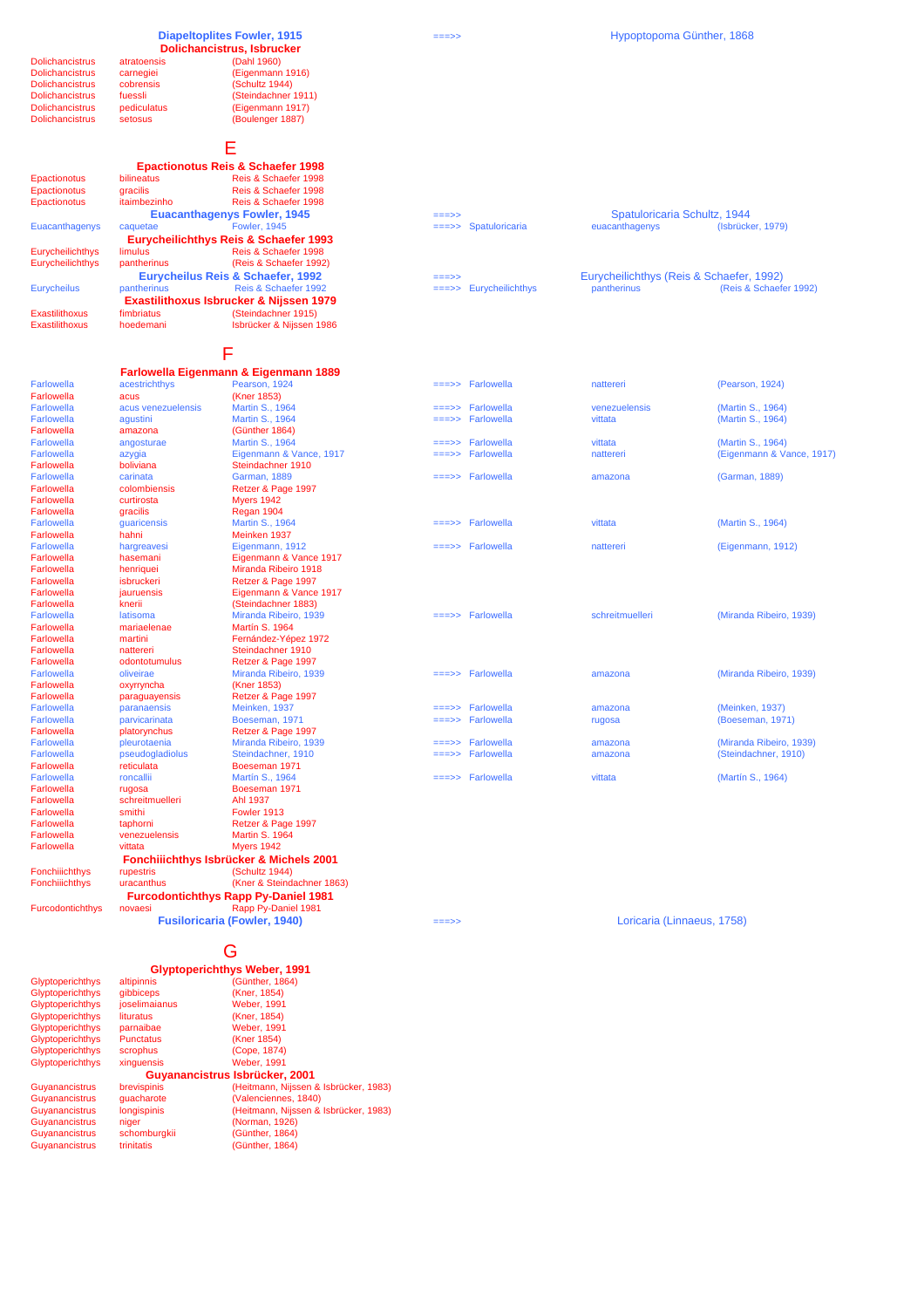**Diapeltoplites Fowler, 1915** ===>> Hypoptopoma Günther, 1868

**Dolichancistrus, Isbrucker**

| Genus | Species | Author | | Valid genus | Valid species | Valid author |
|---|---|---|---|---|---|---|
| Dolichancistrus | atratoensis | (Dahl 1960) | | | | |
| Dolichancistrus | carnegiei | (Eigenmann 1916) | | | | |
| Dolichancistrus | cobrensis | (Schultz 1944) | | | | |
| Dolichancistrus | fuessli | (Steindachner 1911) | | | | |
| Dolichancistrus | pediculatus | (Eigenmann 1917) | | | | |
| Dolichancistrus | setosus | (Boulenger 1887) | | | | |

## E

**Epactionotus Reis & Schaefer 1998**

| Genus | Species | Author | | Valid genus | Valid species | Valid author |
|---|---|---|---|---|---|---|
| Epactionotus | bilineatus | Reis & Schaefer 1998 | | | | |
| Epactionotus | gracilis | Reis & Schaefer 1998 | | | | |
| Epactionotus | itaimbezinho | Reis & Schaefer 1998 | | | | |

**Euacanthagenys Fowler, 1945** ===>> Spatuloricaria Schultz, 1944

| Genus | Species | Author | | Valid genus | Valid species | Valid author |
|---|---|---|---|---|---|---|
| Euacanthagenys | caquetae | Fowler, 1945 | ===>> | Spatuloricaria | euacanthagenys | (Isbrücker, 1979) |

**Eurycheilichthys Reis & Schaefer 1993**

| Genus | Species | Author | | Valid genus | Valid species | Valid author |
|---|---|---|---|---|---|---|
| Eurycheilichthys | limulus | Reis & Schaefer 1998 | | | | |
| Eurycheilichthys | pantherinus | (Reis & Schaefer 1992) | | | | |

**Eurycheilus Reis & Schaefer, 1992** ===>> Eurycheilichthys (Reis & Schaefer, 1992)

| Genus | Species | Author | | Valid genus | Valid species | Valid author |
|---|---|---|---|---|---|---|
| Eurycheilus | pantherinus | Reis & Schaefer 1992 | ===>> | Eurycheilichthys | pantherinus | (Reis & Schaefer 1992) |

**Exastilithoxus Isbrucker & Nijssen 1979**

| Genus | Species | Author | | Valid genus | Valid species | Valid author |
|---|---|---|---|---|---|---|
| Exastilithoxus | fimbriatus | (Steindachner 1915) | | | | |
| Exastilithoxus | hoedemani | Isbrücker & Nijssen 1986 | | | | |

## F

**Farlowella Eigenmann & Eigenmann 1889**

| Genus | Species | Author | | Valid genus | Valid species | Valid author |
|---|---|---|---|---|---|---|
| Farlowella | acestrichthys | Pearson, 1924 | ===>> | Farlowella | nattereri | (Pearson, 1924) |
| Farlowella | acus | (Kner 1853) | | | | |
| Farlowella | acus venezuelensis | Martin S., 1964 | ===>> | Farlowella | venezuelensis | (Martin S., 1964) |
| Farlowella | agustini | Martin S., 1964 | ===>> | Farlowella | vittata | (Martin S., 1964) |
| Farlowella | amazona | (Günther 1864) | | | | |
| Farlowella | angosturae | Martin S., 1964 | ===>> | Farlowella | vittata | (Martin S., 1964) |
| Farlowella | azygia | Eigenmann & Vance, 1917 | ===>> | Farlowella | nattereri | (Eigenmann & Vance, 1917) |
| Farlowella | boliviana | Steindachner 1910 | | | | |
| Farlowella | carinata | Garman, 1889 | ===>> | Farlowella | amazona | (Garman, 1889) |
| Farlowella | colombiensis | Retzer & Page 1997 | | | | |
| Farlowella | curtirosta | Myers 1942 | | | | |
| Farlowella | gracilis | Regan 1904 | | | | |
| Farlowella | guaricensis | Martin S., 1964 | ===>> | Farlowella | vittata | (Martin S., 1964) |
| Farlowella | hahni | Meinken 1937 | | | | |
| Farlowella | hargreavesi | Eigenmann, 1912 | ===>> | Farlowella | nattereri | (Eigenmann, 1912) |
| Farlowella | hasemani | Eigenmann & Vance 1917 | | | | |
| Farlowella | henriquei | Miranda Ribeiro 1918 | | | | |
| Farlowella | isbruckeri | Retzer & Page 1997 | | | | |
| Farlowella | jauruensis | Eigenmann & Vance 1917 | | | | |
| Farlowella | knerii | (Steindachner 1883) | | | | |
| Farlowella | latisoma | Miranda Ribeiro, 1939 | ===>> | Farlowella | schreitmuelleri | (Miranda Ribeiro, 1939) |
| Farlowella | mariaelenae | Martín S. 1964 | | | | |
| Farlowella | martini | Fernández-Yépez 1972 | | | | |
| Farlowella | nattereri | Steindachner 1910 | | | | |
| Farlowella | odontotumulus | Retzer & Page 1997 | | | | |
| Farlowella | oliveirae | Miranda Ribeiro, 1939 | ===>> | Farlowella | amazona | (Miranda Ribeiro, 1939) |
| Farlowella | oxyrryncha | (Kner 1853) | | | | |
| Farlowella | paraguayensis | Retzer & Page 1997 | | | | |
| Farlowella | paranaensis | Meinken, 1937 | ===>> | Farlowella | amazona | (Meinken, 1937) |
| Farlowella | parvicarinata | Boeseman, 1971 | ===>> | Farlowella | rugosa | (Boeseman, 1971) |
| Farlowella | platorynchus | Retzer & Page 1997 | | | | |
| Farlowella | pleurotaenia | Miranda Ribeiro, 1939 | ===>> | Farlowella | amazona | (Miranda Ribeiro, 1939) |
| Farlowella | pseudogladiolus | Steindachner, 1910 | ===>> | Farlowella | amazona | (Steindachner, 1910) |
| Farlowella | reticulata | Boeseman 1971 | | | | |
| Farlowella | roncallii | Martín S., 1964 | ===>> | Farlowella | vittata | (Martín S., 1964) |
| Farlowella | rugosa | Boeseman 1971 | | | | |
| Farlowella | schreitmuelleri | Ahl 1937 | | | | |
| Farlowella | smithi | Fowler 1913 | | | | |
| Farlowella | taphorni | Retzer & Page 1997 | | | | |
| Farlowella | venezuelensis | Martin S. 1964 | | | | |
| Farlowella | vittata | Myers 1942 | | | | |

**Fonchiiichthys Isbrücker & Michels 2001**

| Genus | Species | Author | | Valid genus | Valid species | Valid author |
|---|---|---|---|---|---|---|
| Fonchiiichthys | rupestris | (Schultz 1944) | | | | |
| Fonchiiichthys | uracanthus | (Kner & Steindachner 1863) | | | | |

**Furcodontichthys Rapp Py-Daniel 1981**

| Genus | Species | Author | | Valid genus | Valid species | Valid author |
|---|---|---|---|---|---|---|
| Furcodontichthys | novaesi | Rapp Py-Daniel 1981 | | | | |

**Fusiloricaria (Fowler, 1940)** ===>> Loricaria (Linnaeus, 1758)

## G

**Glyptoperichthys Weber, 1991**

| Genus | Species | Author | | Valid genus | Valid species | Valid author |
|---|---|---|---|---|---|---|
| Glyptoperichthys | altipinnis | (Günther, 1864) | | | | |
| Glyptoperichthys | gibbiceps | (Kner, 1854) | | | | |
| Glyptoperichthys | joselimaianus | Weber, 1991 | | | | |
| Glyptoperichthys | lituratus | (Kner, 1854) | | | | |
| Glyptoperichthys | parnaibae | Weber, 1991 | | | | |
| Glyptoperichthys | Punctatus | (Kner 1854) | | | | |
| Glyptoperichthys | scrophus | (Cope, 1874) | | | | |
| Glyptoperichthys | xinguensis | Weber, 1991 | | | | |

**Guyanancistrus Isbrücker, 2001**

| Genus | Species | Author | | Valid genus | Valid species | Valid author |
|---|---|---|---|---|---|---|
| Guyanancistrus | brevispinis | (Heitmann, Nijssen & Isbrücker, 1983) | | | | |
| Guyanancistrus | guacharote | (Valenciennes, 1840) | | | | |
| Guyanancistrus | longispinis | (Heitmann, Nijssen & Isbrücker, 1983) | | | | |
| Guyanancistrus | niger | (Norman, 1926) | | | | |
| Guyanancistrus | schomburgkii | (Günther, 1864) | | | | |
| Guyanancistrus | trinitatis | (Günther, 1864) | | | | |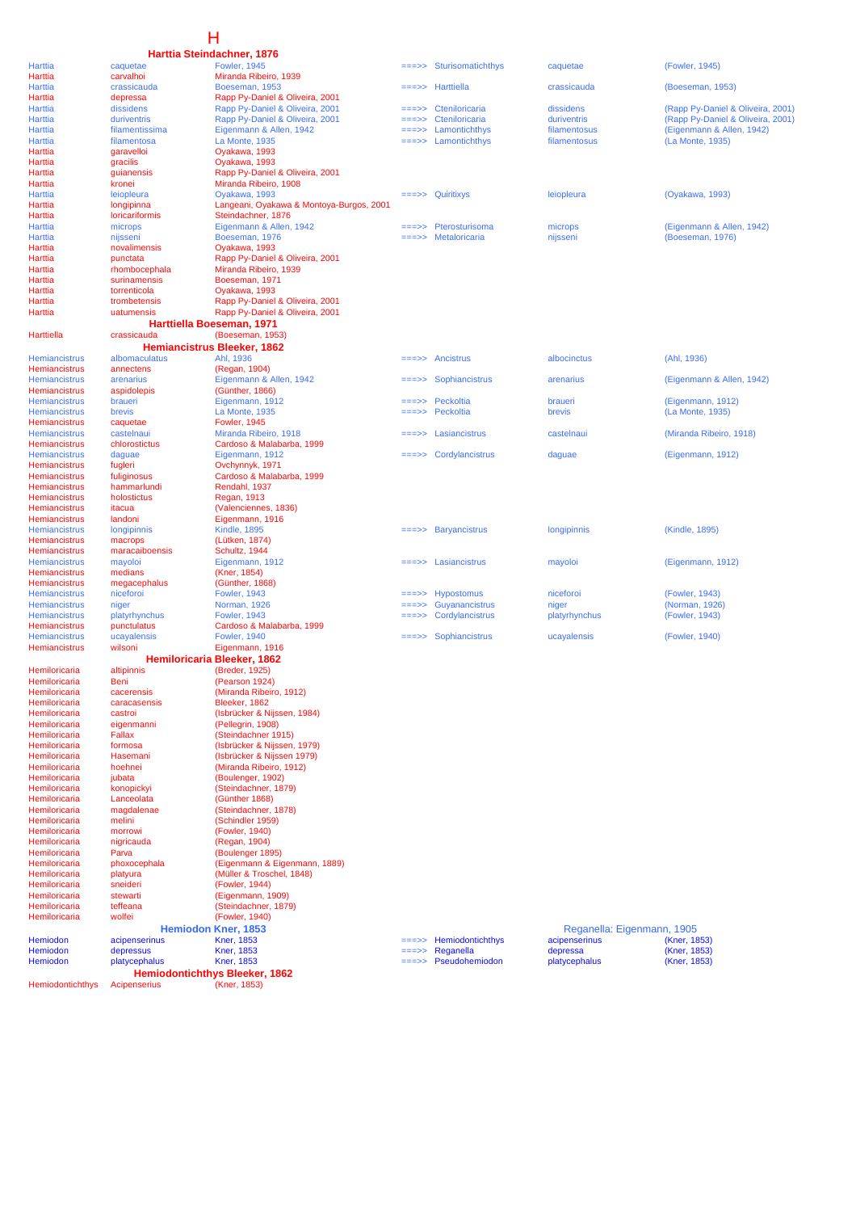# H

## Harttia Steindachner, 1876

| Genus | Species | Author | | New genus | New species | Author |
|---|---|---|---|---|---|---|
| Harttia | caquetae | Fowler, 1945 | ===>> | Sturisomatichthys | caquetae | (Fowler, 1945) |
| Harttia | carvalhoi | Miranda Ribeiro, 1939 | | | | |
| Harttia | crassicauda | Boeseman, 1953 | ===>> | Harttiella | crassicauda | (Boeseman, 1953) |
| Harttia | depressa | Rapp Py-Daniel & Oliveira, 2001 | | | | |
| Harttia | dissidens | Rapp Py-Daniel & Oliveira, 2001 | ===>> | Cteniloricaria | dissidens | (Rapp Py-Daniel & Oliveira, 2001) |
| Harttia | duriventris | Rapp Py-Daniel & Oliveira, 2001 | ===>> | Cteniloricaria | duriventris | (Rapp Py-Daniel & Oliveira, 2001) |
| Harttia | filamentissima | Eigenmann & Allen, 1942 | ===>> | Lamontichthys | filamentosus | (Eigenmann & Allen, 1942) |
| Harttia | filamentosa | La Monte, 1935 | ===>> | Lamontichthys | filamentosus | (La Monte, 1935) |
| Harttia | garavelloi | Oyakawa, 1993 | | | | |
| Harttia | gracilis | Oyakawa, 1993 | | | | |
| Harttia | guianensis | Rapp Py-Daniel & Oliveira, 2001 | | | | |
| Harttia | kronei | Miranda Ribeiro, 1908 | | | | |
| Harttia | leiopleura | Oyakawa, 1993 | ===>> | Quiritixys | leiopleura | (Oyakawa, 1993) |
| Harttia | longipinna | Langeani, Oyakawa & Montoya-Burgos, 2001 | | | | |
| Harttia | loricariformis | Steindachner, 1876 | | | | |
| Harttia | microps | Eigenmann & Allen, 1942 | ===>> | Pterosturisoma | microps | (Eigenmann & Allen, 1942) |
| Harttia | nijsseni | Boeseman, 1976 | ===>> | Metaloricaria | nijsseni | (Boeseman, 1976) |
| Harttia | novalimensis | Oyakawa, 1993 | | | | |
| Harttia | punctata | Rapp Py-Daniel & Oliveira, 2001 | | | | |
| Harttia | rhombocephala | Miranda Ribeiro, 1939 | | | | |
| Harttia | surinamensis | Boeseman, 1971 | | | | |
| Harttia | torrenticola | Oyakawa, 1993 | | | | |
| Harttia | trombetensis | Rapp Py-Daniel & Oliveira, 2001 | | | | |
| Harttia | uatumensis | Rapp Py-Daniel & Oliveira, 2001 | | | | |

## Harttiella Boeseman, 1971

| Genus | Species | Author |
|---|---|---|
| Harttiella | crassicauda | (Boeseman, 1953) |

## Hemiancistrus Bleeker, 1862

| Genus | Species | Author | | New genus | New species | Author |
|---|---|---|---|---|---|---|
| Hemiancistrus | albomaculatus | Ahl, 1936 | ===>> | Ancistrus | albocinctus | (Ahl, 1936) |
| Hemiancistrus | annectens | (Regan, 1904) | | | | |
| Hemiancistrus | arenarius | Eigenmann & Allen, 1942 | ===>> | Sophiancistrus | arenarius | (Eigenmann & Allen, 1942) |
| Hemiancistrus | aspidolepis | (Günther, 1866) | | | | |
| Hemiancistrus | braueri | Eigenmann, 1912 | ===>> | Peckoltia | braueri | (Eigenmann, 1912) |
| Hemiancistrus | brevis | La Monte, 1935 | ===>> | Peckoltia | brevis | (La Monte, 1935) |
| Hemiancistrus | caquetae | Fowler, 1945 | | | | |
| Hemiancistrus | castelnaui | Miranda Ribeiro, 1918 | ===>> | Lasiancistrus | castelnaui | (Miranda Ribeiro, 1918) |
| Hemiancistrus | chlorostictus | Cardoso & Malabarba, 1999 | | | | |
| Hemiancistrus | daguae | Eigenmann, 1912 | ===>> | Cordylancistrus | daguae | (Eigenmann, 1912) |
| Hemiancistrus | fugleri | Ovchynnyk, 1971 | | | | |
| Hemiancistrus | fuliginosus | Cardoso & Malabarba, 1999 | | | | |
| Hemiancistrus | hammarlundi | Rendahl, 1937 | | | | |
| Hemiancistrus | holostictus | Regan, 1913 | | | | |
| Hemiancistrus | itacua | (Valenciennes, 1836) | | | | |
| Hemiancistrus | landoni | Eigenmann, 1916 | | | | |
| Hemiancistrus | longipinnis | Kindle, 1895 | ===>> | Baryancistrus | longipinnis | (Kindle, 1895) |
| Hemiancistrus | macrops | (Lütken, 1874) | | | | |
| Hemiancistrus | maracaiboensis | Schultz, 1944 | | | | |
| Hemiancistrus | mayoloi | Eigenmann, 1912 | ===>> | Lasiancistrus | mayoloi | (Eigenmann, 1912) |
| Hemiancistrus | medians | (Kner, 1854) | | | | |
| Hemiancistrus | megacephalus | (Günther, 1868) | | | | |
| Hemiancistrus | niceforoi | Fowler, 1943 | ===>> | Hypostomus | niceforoi | (Fowler, 1943) |
| Hemiancistrus | niger | Norman, 1926 | ===>> | Guyanancistrus | niger | (Norman, 1926) |
| Hemiancistrus | platyrhynchus | Fowler, 1943 | ===>> | Cordylancistrus | platyrhynchus | (Fowler, 1943) |
| Hemiancistrus | punctulatus | Cardoso & Malabarba, 1999 | | | | |
| Hemiancistrus | ucayalensis | Fowler, 1940 | ===>> | Sophiancistrus | ucayalensis | (Fowler, 1940) |
| Hemiancistrus | wilsoni | Eigenmann, 1916 | | | | |

## Hemiloricaria Bleeker, 1862

| Genus | Species | Author |
|---|---|---|
| Hemiloricaria | altipinnis | (Breder, 1925) |
| Hemiloricaria | Beni | (Pearson 1924) |
| Hemiloricaria | cacerensis | (Miranda Ribeiro, 1912) |
| Hemiloricaria | caracasensis | Bleeker, 1862 |
| Hemiloricaria | castroi | (Isbrücker & Nijssen, 1984) |
| Hemiloricaria | eigenmanni | (Pellegrin, 1908) |
| Hemiloricaria | Fallax | (Steindachner 1915) |
| Hemiloricaria | formosa | (Isbrücker & Nijssen, 1979) |
| Hemiloricaria | Hasemani | (Isbrücker & Nijssen 1979) |
| Hemiloricaria | hoehnei | (Miranda Ribeiro, 1912) |
| Hemiloricaria | jubata | (Boulenger, 1902) |
| Hemiloricaria | konopickyi | (Steindachner, 1879) |
| Hemiloricaria | Lanceolata | (Günther 1868) |
| Hemiloricaria | magdalenae | (Steindachner, 1878) |
| Hemiloricaria | melini | (Schindler 1959) |
| Hemiloricaria | morrowi | (Fowler, 1940) |
| Hemiloricaria | nigricauda | (Regan, 1904) |
| Hemiloricaria | Parva | (Boulenger 1895) |
| Hemiloricaria | phoxocephala | (Eigenmann & Eigenmann, 1889) |
| Hemiloricaria | platyura | (Müller & Troschel, 1848) |
| Hemiloricaria | sneideri | (Fowler, 1944) |
| Hemiloricaria | stewarti | (Eigenmann, 1909) |
| Hemiloricaria | teffeana | (Steindachner, 1879) |
| Hemiloricaria | wolfei | (Fowler, 1940) |

## Hemiodon Kner, 1853

Reganella: Eigenmann, 1905

| Genus | Species | Author | | New genus | New species | Author |
|---|---|---|---|---|---|---|
| Hemiodon | acipenserinus | Kner, 1853 | ===>> | Hemiodontichthys | acipenserinus | (Kner, 1853) |
| Hemiodon | depressus | Kner, 1853 | ===>> | Reganella | depressa | (Kner, 1853) |
| Hemiodon | platycephalus | Kner, 1853 | ===>> | Pseudohemiodon | platycephalus | (Kner, 1853) |

## Hemiodontichthys Bleeker, 1862

| Genus | Species | Author |
|---|---|---|
| Hemiodontichthys | Acipenserius | (Kner, 1853) |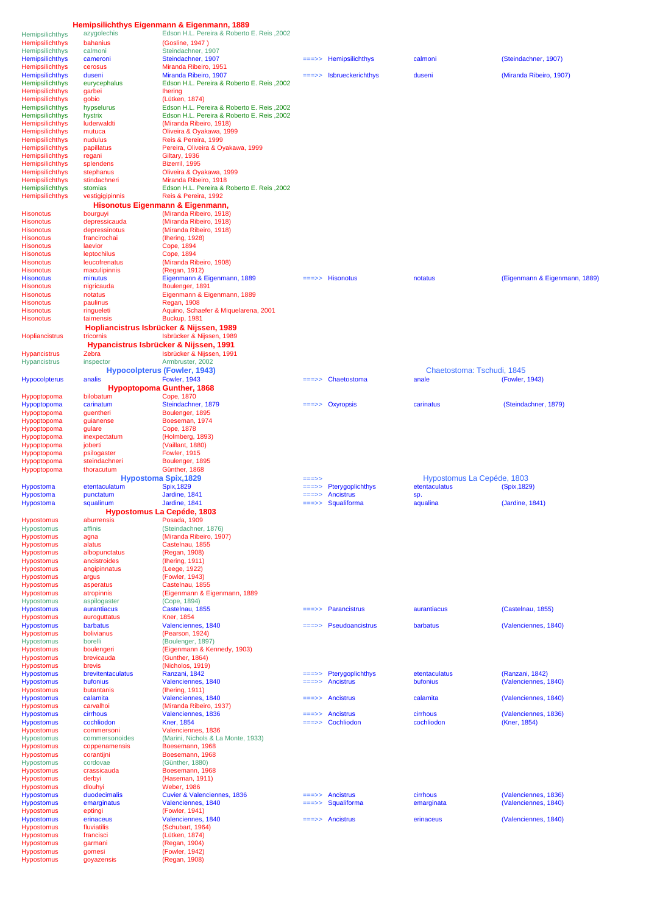## Hemipsilichthys Eigenmann & Eigenmann, 1889

| Genus | Species | Author | | Valid genus | Valid species | Valid author |
|---|---|---|---|---|---|---|
| Hemipsilichthys | azygolechis | Edson H.L. Pereira & Roberto E. Reis ,2002 | | | | |
| Hemipsilichthys | bahanius | (Gosline, 1947 ) | | | | |
| Hemipsilichthys | calmoni | Steindachner, 1907 | | | | |
| Hemipsilichthys | cameroni | Steindachner, 1907 | ===>> | Hemipsilichthys | calmoni | (Steindachner, 1907) |
| Hemipsilichthys | cerosus | Miranda Ribeiro, 1951 | | | | |
| Hemipsilichthys | duseni | Miranda Ribeiro, 1907 | ===>> | Isbrueckerichthys | duseni | (Miranda Ribeiro, 1907) |
| Hemipsilichthys | eurycephalus | Edson H.L. Pereira & Roberto E. Reis ,2002 | | | | |
| Hemipsilichthys | garbei | Ihering | | | | |
| Hemipsilichthys | gobio | (Lütken, 1874) | | | | |
| Hemipsilichthys | hypselurus | Edson H.L. Pereira & Roberto E. Reis ,2002 | | | | |
| Hemipsilichthys | hystrix | Edson H.L. Pereira & Roberto E. Reis ,2002 | | | | |
| Hemipsilichthys | luderwaldti | (Miranda Ribeiro, 1918) | | | | |
| Hemipsilichthys | mutuca | Oliveira & Oyakawa, 1999 | | | | |
| Hemipsilichthys | nudulus | Reis & Pereira, 1999 | | | | |
| Hemipsilichthys | papillatus | Pereira, Oliveira & Oyakawa, 1999 | | | | |
| Hemipsilichthys | regani | Giltary, 1936 | | | | |
| Hemipsilichthys | splendens | Bizerril, 1995 | | | | |
| Hemipsilichthys | stephanus | Oliveira & Oyakawa, 1999 | | | | |
| Hemipsilichthys | stindachneri | Miranda Ribeiro, 1918 | | | | |
| Hemipsilichthys | stomias | Edson H.L. Pereira & Roberto E. Reis ,2002 | | | | |
| Hemipsilichthys | vestigigipinnis | Reis & Pereira, 1992 | | | | |

## Hisonotus Eigenmann & Eigenmann,

| Genus | Species | Author | | Valid genus | Valid species | Valid author |
|---|---|---|---|---|---|---|
| Hisonotus | bourguyi | (Miranda Ribeiro, 1918) | | | | |
| Hisonotus | depressicauda | (Miranda Ribeiro, 1918) | | | | |
| Hisonotus | depressinotus | (Miranda Ribeiro, 1918) | | | | |
| Hisonotus | francirochai | (Ihering, 1928) | | | | |
| Hisonotus | laevior | Cope, 1894 | | | | |
| Hisonotus | leptochilus | Cope, 1894 | | | | |
| Hisonotus | leucofrenatus | (Miranda Ribeiro, 1908) | | | | |
| Hisonotus | maculipinnis | (Regan, 1912) | | | | |
| Hisonotus | minutus | Eigenmann & Eigenmann, 1889 | ===>> | Hisonotus | notatus | (Eigenmann & Eigenmann, 1889) |
| Hisonotus | nigricauda | Boulenger, 1891 | | | | |
| Hisonotus | notatus | Eigenmann & Eigenmann, 1889 | | | | |
| Hisonotus | paulinus | Regan, 1908 | | | | |
| Hisonotus | ringueleti | Aquino, Schaefer & Miquelarena, 2001 | | | | |
| Hisonotus | taimensis | Buckup, 1981 | | | | |

## Hopliancistrus Isbrücker & Nijssen, 1989

| Genus | Species | Author |
|---|---|---|
| Hopliancistrus | tricornis | Isbrücker & Nijssen, 1989 |

## Hypancistrus Isbrücker & Nijssen, 1991

| Genus | Species | Author |
|---|---|---|
| Hypancistrus | Zebra | Isbrücker & Nijssen, 1991 |
| Hypancistrus | inspector | Armbruster, 2002 |

## Hypocolpterus (Fowler, 1943) — Chaetostoma: Tschudi, 1845

| Genus | Species | Author | | Valid genus | Valid species | Valid author |
|---|---|---|---|---|---|---|
| Hypocolpterus | analis | Fowler, 1943 | ===>> | Chaetostoma | anale | (Fowler, 1943) |

## Hypoptopoma Gunther, 1868

| Genus | Species | Author | | Valid genus | Valid species | Valid author |
|---|---|---|---|---|---|---|
| Hypoptopoma | bilobatum | Cope, 1870 | | | | |
| Hypoptopoma | carinatum | Steindachner, 1879 | ===>> | Oxyropsis | carinatus | (Steindachner, 1879) |
| Hypoptopoma | guentheri | Boulenger, 1895 | | | | |
| Hypoptopoma | guianense | Boeseman, 1974 | | | | |
| Hypoptopoma | gulare | Cope, 1878 | | | | |
| Hypoptopoma | inexpectatum | (Holmberg, 1893) | | | | |
| Hypoptopoma | joberti | (Vaillant, 1880) | | | | |
| Hypoptopoma | psilogaster | Fowler, 1915 | | | | |
| Hypoptopoma | steindachneri | Boulenger, 1895 | | | | |
| Hypoptopoma | thoracutum | Günther, 1868 | | | | |

## Hypostoma Spix,1829 ===>> Hypostomus La Cepéde, 1803

| Genus | Species | Author | | Valid genus | Valid species | Valid author |
|---|---|---|---|---|---|---|
| Hypostoma | etentaculatum | Spix,1829 | ===>> | Pterygoplichthys | etentaculatus | (Spix,1829) |
| Hypostoma | punctatum | Jardine, 1841 | ===>> | Ancistrus | sp. | |
| Hypostoma | squalinum | Jardine, 1841 | ===>> | Squaliforma | aqualina | (Jardine, 1841) |

## Hypostomus La Cepéde, 1803

| Genus | Species | Author | | Valid genus | Valid species | Valid author |
|---|---|---|---|---|---|---|
| Hypostomus | aburrensis | Posada, 1909 | | | | |
| Hypostomus | affinis | (Steindachner, 1876) | | | | |
| Hypostomus | agna | (Miranda Ribeiro, 1907) | | | | |
| Hypostomus | alatus | Castelnau, 1855 | | | | |
| Hypostomus | albopunctatus | (Regan, 1908) | | | | |
| Hypostomus | ancistroides | (Ihering, 1911) | | | | |
| Hypostomus | angipinnatus | (Leege, 1922) | | | | |
| Hypostomus | argus | (Fowler, 1943) | | | | |
| Hypostomus | asperatus | Castelnau, 1855 | | | | |
| Hypostomus | atropinnis | (Eigenmann & Eigenmann, 1889 | | | | |
| Hypostomus | aspilogaster | (Cope, 1894) | | | | |
| Hypostomus | aurantiacus | Castelnau, 1855 | ===>> | Parancistrus | aurantiacus | (Castelnau, 1855) |
| Hypostomus | auroguttatus | Kner, 1854 | | | | |
| Hypostomus | barbatus | Valenciennes, 1840 | ===>> | Pseudoancistrus | barbatus | (Valenciennes, 1840) |
| Hypostomus | bolivianus | (Pearson, 1924) | | | | |
| Hypostomus | borelli | (Boulenger, 1897) | | | | |
| Hypostomus | boulengeri | (Eigenmann & Kennedy, 1903) | | | | |
| Hypostomus | brevicauda | (Gunther, 1864) | | | | |
| Hypostomus | brevis | (Nicholos, 1919) | | | | |
| Hypostomus | brevitentaculatus | Ranzani, 1842 | ===>> | Pterygoplichthys | etentaculatus | (Ranzani, 1842) |
| Hypostomus | bufonius | Valenciennes, 1840 | ===>> | Ancistrus | bufonius | (Valenciennes, 1840) |
| Hypostomus | butantanis | (Ihering, 1911) | | | | |
| Hypostomus | calamita | Valenciennes, 1840 | ===>> | Ancistrus | calamita | (Valenciennes, 1840) |
| Hypostomus | carvalhoi | (Miranda Ribeiro, 1937) | | | | |
| Hypostomus | cirrhous | Valenciennes, 1836 | ===>> | Ancistrus | cirrhous | (Valenciennes, 1836) |
| Hypostomus | cochliodon | Kner, 1854 | ===>> | Cochliodon | cochliodon | (Kner, 1854) |
| Hypostomus | commersoni | Valenciennes, 1836 | | | | |
| Hypostomus | commersonoides | (Marini, Nichols & La Monte, 1933) | | | | |
| Hypostomus | coppenamensis | Boesemann, 1968 | | | | |
| Hypostomus | corantijni | Boesemann, 1968 | | | | |
| Hypostomus | cordovae | (Günther, 1880) | | | | |
| Hypostomus | crassicauda | Boesemann, 1968 | | | | |
| Hypostomus | derbyi | (Haseman, 1911) | | | | |
| Hypostomus | dlouhyi | Weber, 1986 | | | | |
| Hypostomus | duodecimalis | Cuvier & Valenciennes, 1836 | ===>> | Ancistrus | cirrhous | (Valenciennes, 1836) |
| Hypostomus | emarginatus | Valenciennes, 1840 | ===>> | Squaliforma | emarginata | (Valenciennes, 1840) |
| Hypostomus | eptingi | (Fowler, 1941) | | | | |
| Hypostomus | erinaceus | Valenciennes, 1840 | ===>> | Ancistrus | erinaceus | (Valenciennes, 1840) |
| Hypostomus | fluviatilis | (Schubart, 1964) | | | | |
| Hypostomus | francisci | (Lütken, 1874) | | | | |
| Hypostomus | garmani | (Regan, 1904) | | | | |
| Hypostomus | gomesi | (Fowler, 1942) | | | | |
| Hypostomus | goyazensis | (Regan, 1908) | | | | |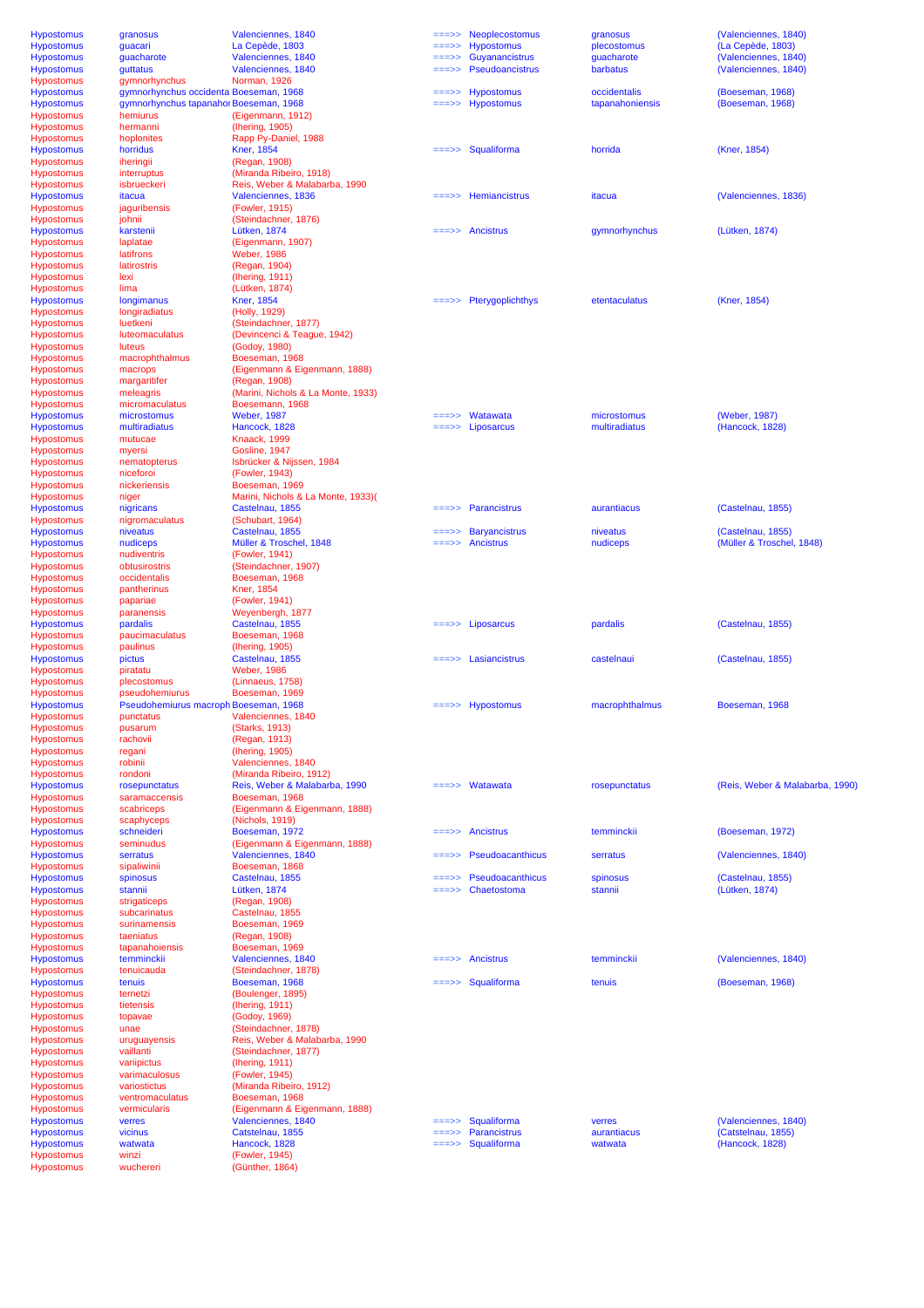| | | | | | | |
|---|---|---|---|---|---|---|
| Hypostomus | granosus | Valenciennes, 1840 | ===>> | Neoplecostomus | granosus | (Valenciennes, 1840) |
| Hypostomus | guacari | La Cepède, 1803 | ===>> | Hypostomus | plecostomus | (La Cepède, 1803) |
| Hypostomus | guacharote | Valenciennes, 1840 | ===>> | Guyanancistrus | guacharote | (Valenciennes, 1840) |
| Hypostomus | guttatus | Valenciennes, 1840 | ===>> | Pseudoancistrus | barbatus | (Valenciennes, 1840) |
| Hypostomus | gymnorhynchus | Norman, 1926 | | | | |
| Hypostomus | gymnorhynchus occidenta | Boeseman, 1968 | ===>> | Hypostomus | occidentalis | (Boeseman, 1968) |
| Hypostomus | gymnorhynchus tapanahoi | Boeseman, 1968 | ===>> | Hypostomus | tapanahoniensis | (Boeseman, 1968) |
| Hypostomus | hemiurus | (Eigenmann, 1912) | | | | |
| Hypostomus | hermanni | (Ihering, 1905) | | | | |
| Hypostomus | hoplonites | Rapp Py-Daniel, 1988 | | | | |
| Hypostomus | horridus | Kner, 1854 | ===>> | Squaliforma | horrida | (Kner, 1854) |
| Hypostomus | iheringii | (Regan, 1908) | | | | |
| Hypostomus | interruptus | (Miranda Ribeiro, 1918) | | | | |
| Hypostomus | isbrueckeri | Reis, Weber & Malabarba, 1990 | | | | |
| Hypostomus | itacua | Valenciennes, 1836 | ===>> | Hemiancistrus | itacua | (Valenciennes, 1836) |
| Hypostomus | jaguribensis | (Fowler, 1915) | | | | |
| Hypostomus | johnii | (Steindachner, 1876) | | | | |
| Hypostomus | karstenii | Lütken, 1874 | ===>> | Ancistrus | gymnorhynchus | (Lütken, 1874) |
| Hypostomus | laplatae | (Eigenmann, 1907) | | | | |
| Hypostomus | latifrons | Weber, 1986 | | | | |
| Hypostomus | latirostris | (Regan, 1904) | | | | |
| Hypostomus | lexi | (Ihering, 1911) | | | | |
| Hypostomus | lima | (Lütken, 1874) | | | | |
| Hypostomus | longimanus | Kner, 1854 | ===>> | Pterygoplichthys | etentaculatus | (Kner, 1854) |
| Hypostomus | longiradiatus | (Holly, 1929) | | | | |
| Hypostomus | luetkeni | (Steindachner, 1877) | | | | |
| Hypostomus | luteomaculatus | (Devincenci & Teague, 1942) | | | | |
| Hypostomus | luteus | (Godoy, 1980) | | | | |
| Hypostomus | macrophthalmus | Boeseman, 1968 | | | | |
| Hypostomus | macrops | (Eigenmann & Eigenmann, 1888) | | | | |
| Hypostomus | margaritifer | (Regan, 1908) | | | | |
| Hypostomus | meleagris | (Marini, Nichols & La Monte, 1933) | | | | |
| Hypostomus | micromaculatus | Boesemann, 1968 | | | | |
| Hypostomus | microstomus | Weber, 1987 | ===>> | Watawata | microstomus | (Weber, 1987) |
| Hypostomus | multiradiatus | Hancock, 1828 | ===>> | Liposarcus | multiradiatus | (Hancock, 1828) |
| Hypostomus | mutucae | Knaack, 1999 | | | | |
| Hypostomus | myersi | Gosline, 1947 | | | | |
| Hypostomus | nematopterus | Isbrücker & Nijssen, 1984 | | | | |
| Hypostomus | niceforoi | (Fowler, 1943) | | | | |
| Hypostomus | nickeriensis | Boeseman, 1969 | | | | |
| Hypostomus | niger | Marini, Nichols & La Monte, 1933)( | | | | |
| Hypostomus | nigricans | Castelnau, 1855 | ===>> | Parancistrus | aurantiacus | (Castelnau, 1855) |
| Hypostomus | nigromaculatus | (Schubart, 1964) | | | | |
| Hypostomus | niveatus | Castelnau, 1855 | ===>> | Baryancistrus | niveatus | (Castelnau, 1855) |
| Hypostomus | nudiceps | Müller & Troschel, 1848 | ===>> | Ancistrus | nudiceps | (Müller & Troschel, 1848) |
| Hypostomus | nudiventris | (Fowler, 1941) | | | | |
| Hypostomus | obtusirostris | (Steindachner, 1907) | | | | |
| Hypostomus | occidentalis | Boeseman, 1968 | | | | |
| Hypostomus | pantherinus | Kner, 1854 | | | | |
| Hypostomus | papariae | (Fowler, 1941) | | | | |
| Hypostomus | paranensis | Weyenbergh, 1877 | | | | |
| Hypostomus | pardalis | Castelnau, 1855 | ===>> | Liposarcus | pardalis | (Castelnau, 1855) |
| Hypostomus | paucimaculatus | Boeseman, 1968 | | | | |
| Hypostomus | paulinus | (Ihering, 1905) | | | | |
| Hypostomus | pictus | Castelnau, 1855 | ===>> | Lasiancistrus | castelnaui | (Castelnau, 1855) |
| Hypostomus | piratatu | Weber, 1986 | | | | |
| Hypostomus | plecostomus | (Linnaeus, 1758) | | | | |
| Hypostomus | pseudohemiurus | Boeseman, 1969 | | | | |
| Hypostomus | Pseudohemiurus macroph | Boeseman, 1968 | ===>> | Hypostomus | macrophthalmus | Boeseman, 1968 |
| Hypostomus | punctatus | Valenciennes, 1840 | | | | |
| Hypostomus | pusarum | (Starks, 1913) | | | | |
| Hypostomus | rachovii | (Regan, 1913) | | | | |
| Hypostomus | regani | (Ihering, 1905) | | | | |
| Hypostomus | robinii | Valenciennes, 1840 | | | | |
| Hypostomus | rondoni | (Miranda Ribeiro, 1912) | | | | |
| Hypostomus | rosepunctatus | Reis, Weber & Malabarba, 1990 | ===>> | Watawata | rosepunctatus | (Reis, Weber & Malabarba, 1990) |
| Hypostomus | saramaccensis | Boeseman, 1968 | | | | |
| Hypostomus | scabriceps | (Eigenmann & Eigenmann, 1888) | | | | |
| Hypostomus | scaphyceps | (Nichols, 1919) | | | | |
| Hypostomus | schneideri | Boeseman, 1972 | ===>> | Ancistrus | temminckii | (Boeseman, 1972) |
| Hypostomus | seminudus | (Eigenmann & Eigenmann, 1888) | | | | |
| Hypostomus | serratus | Valenciennes, 1840 | ===>> | Pseudoacanthicus | serratus | (Valenciennes, 1840) |
| Hypostomus | sipaliwinii | Boeseman, 1868 | | | | |
| Hypostomus | spinosus | Castelnau, 1855 | ===>> | Pseudoacanthicus | spinosus | (Castelnau, 1855) |
| Hypostomus | stannii | Lütken, 1874 | ===>> | Chaetostoma | stannii | (Lütken, 1874) |
| Hypostomus | strigaticeps | (Regan, 1908) | | | | |
| Hypostomus | subcarinatus | Castelnau, 1855 | | | | |
| Hypostomus | surinamensis | Boeseman, 1969 | | | | |
| Hypostomus | taeniatus | (Regan, 1908) | | | | |
| Hypostomus | tapanahoiensis | Boeseman, 1969 | | | | |
| Hypostomus | temminckii | Valenciennes, 1840 | ===>> | Ancistrus | temminckii | (Valenciennes, 1840) |
| Hypostomus | tenuicauda | (Steindachner, 1878) | | | | |
| Hypostomus | tenuis | Boeseman, 1968 | ===>> | Squaliforma | tenuis | (Boeseman, 1968) |
| Hypostomus | ternetzi | (Boulenger, 1895) | | | | |
| Hypostomus | tietensis | (Ihering, 1911) | | | | |
| Hypostomus | topavae | (Godoy, 1969) | | | | |
| Hypostomus | unae | (Steindachner, 1878) | | | | |
| Hypostomus | uruguayensis | Reis, Weber & Malabarba, 1990 | | | | |
| Hypostomus | vaillanti | (Steindachner, 1877) | | | | |
| Hypostomus | variipictus | (Ihering, 1911) | | | | |
| Hypostomus | varimaculosus | (Fowler, 1945) | | | | |
| Hypostomus | variostictus | (Miranda Ribeiro, 1912) | | | | |
| Hypostomus | ventromaculatus | Boeseman, 1968 | | | | |
| Hypostomus | vermicularis | (Eigenmann & Eigenmann, 1888) | | | | |
| Hypostomus | verres | Valenciennes, 1840 | ===>> | Squaliforma | verres | (Valenciennes, 1840) |
| Hypostomus | vicinus | Catstelnau, 1855 | ===>> | Parancistrus | aurantiacus | (Catstelnau, 1855) |
| Hypostomus | watwata | Hancock, 1828 | ===>> | Squaliforma | watwata | (Hancock, 1828) |
| Hypostomus | winzi | (Fowler, 1945) | | | | |
| Hypostomus | wuchereri | (Günther, 1864) | | | | |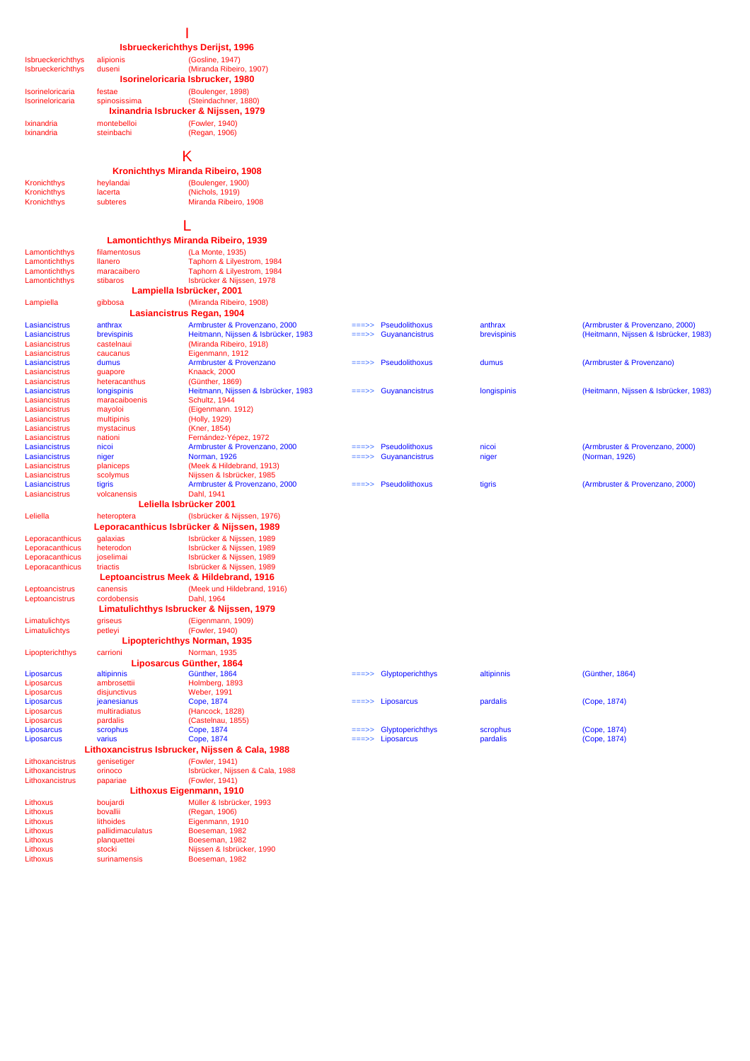# I

### Isbrueckerichthys Derijst, 1996

| | | |
|---|---|---|
| Isbrueckerichthys | alipionis | (Gosline, 1947) |
| Isbrueckerichthys | duseni | (Miranda Ribeiro, 1907) |

### Isorineloricaria Isbrucker, 1980

| | | |
|---|---|---|
| Isorineloricaria | festae | (Boulenger, 1898) |
| Isorineloricaria | spinosissima | (Steindachner, 1880) |

### Ixinandria Isbrucker & Nijssen, 1979

| | | |
|---|---|---|
| Ixinandria | montebelloi | (Fowler, 1940) |
| Ixinandria | steinbachi | (Regan, 1906) |

# K

### Kronichthys Miranda Ribeiro, 1908

| | | |
|---|---|---|
| Kronichthys | heylandai | (Boulenger, 1900) |
| Kronichthys | lacerta | (Nichols, 1919) |
| Kronichthys | subteres | Miranda Ribeiro, 1908 |

# L

### Lamontichthys Miranda Ribeiro, 1939

| | | |
|---|---|---|
| Lamontichthys | filamentosus | (La Monte, 1935) |
| Lamontichthys | llanero | Taphorn & Lilyestrom, 1984 |
| Lamontichthys | maracaibero | Taphorn & Lilyestrom, 1984 |
| Lamontichthys | stibaros | Isbrücker & Nijssen, 1978 |

### Lampiella Isbrücker, 2001

| | | |
|---|---|---|
| Lampiella | gibbosa | (Miranda Ribeiro, 1908) |

### Lasiancistrus Regan, 1904

| | | | | | | |
|---|---|---|---|---|---|---|
| Lasiancistrus | anthrax | Armbruster & Provenzano, 2000 | ===>> | Pseudolithoxus | anthrax | (Armbruster & Provenzano, 2000) |
| Lasiancistrus | brevispinis | Heitmann, Nijssen & Isbrücker, 1983 | ===>> | Guyanancistrus | brevispinis | (Heitmann, Nijssen & Isbrücker, 1983) |
| Lasiancistrus | castelnaui | (Miranda Ribeiro, 1918) | | | | |
| Lasiancistrus | caucanus | Eigenmann, 1912 | | | | |
| Lasiancistrus | dumus | Armbruster & Provenzano | ===>> | Pseudolithoxus | dumus | (Armbruster & Provenzano) |
| Lasiancistrus | guapore | Knaack, 2000 | | | | |
| Lasiancistrus | heteracanthus | (Günther, 1869) | | | | |
| Lasiancistrus | longispinis | Heitmann, Nijssen & Isbrücker, 1983 | ===>> | Guyanancistrus | longispinis | (Heitmann, Nijssen & Isbrücker, 1983) |
| Lasiancistrus | maracaiboensis | Schultz, 1944 | | | | |
| Lasiancistrus | mayoloi | (Eigenmann. 1912) | | | | |
| Lasiancistrus | multipinis | (Holly, 1929) | | | | |
| Lasiancistrus | mystacinus | (Kner, 1854) | | | | |
| Lasiancistrus | nationi | Fernández-Yépez, 1972 | | | | |
| Lasiancistrus | nicoi | Armbruster & Provenzano, 2000 | ===>> | Pseudolithoxus | nicoi | (Armbruster & Provenzano, 2000) |
| Lasiancistrus | niger | Norman, 1926 | ===>> | Guyanancistrus | niger | (Norman, 1926) |
| Lasiancistrus | planiceps | (Meek & Hildebrand, 1913) | | | | |
| Lasiancistrus | scolymus | Nijssen & Isbrücker, 1985 | | | | |
| Lasiancistrus | tigris | Armbruster & Provenzano, 2000 | ===>> | Pseudolithoxus | tigris | (Armbruster & Provenzano, 2000) |
| Lasiancistrus | volcanensis | Dahl, 1941 | | | | |

### Leliella Isbrücker 2001

| | | |
|---|---|---|
| Leliella | heteroptera | (Isbrücker & Nijssen, 1976) |

### Leporacanthicus Isbrücker & Nijssen, 1989

| | | |
|---|---|---|
| Leporacanthicus | galaxias | Isbrücker & Nijssen, 1989 |
| Leporacanthicus | heterodon | Isbrücker & Nijssen, 1989 |
| Leporacanthicus | joselimai | Isbrücker & Nijssen, 1989 |
| Leporacanthicus | triactis | Isbrücker & Nijssen, 1989 |

### Leptoancistrus Meek & Hildebrand, 1916

| | | |
|---|---|---|
| Leptoancistrus | canensis | (Meek und Hildebrand, 1916) |
| Leptoancistrus | cordobensis | Dahl, 1964 |

### Limatulichthys Isbrucker & Nijssen, 1979

| | | |
|---|---|---|
| Limatulichthys | griseus | (Eigenmann, 1909) |
| Limatulichthys | petleyi | (Fowler, 1940) |

### Lipopterichthys Norman, 1935

| | | |
|---|---|---|
| Lipopterichthys | carrioni | Norman, 1935 |

### Liposarcus Günther, 1864

| | | | | | | |
|---|---|---|---|---|---|---|
| Liposarcus | altipinnis | Günther, 1864 | ===>> | Glyptoperichthys | altipinnis | (Günther, 1864) |
| Liposarcus | ambrosettii | Holmberg, 1893 | | | | |
| Liposarcus | disjunctivus | Weber, 1991 | | | | |
| Liposarcus | jeanesianus | Cope, 1874 | ===>> | Liposarcus | pardalis | (Cope, 1874) |
| Liposarcus | multiradiatus | (Hancock, 1828) | | | | |
| Liposarcus | pardalis | (Castelnau, 1855) | | | | |
| Liposarcus | scrophus | Cope, 1874 | ===>> | Glyptoperichthys | scrophus | (Cope, 1874) |
| Liposarcus | varius | Cope, 1874 | ===>> | Liposarcus | pardalis | (Cope, 1874) |

### Lithoxancistrus Isbrucker, Nijssen & Cala, 1988

| | | |
|---|---|---|
| Lithoxancistrus | genisetiger | (Fowler, 1941) |
| Lithoxancistrus | orinoco | Isbrücker, Nijssen & Cala, 1988 |
| Lithoxancistrus | papariae | (Fowler, 1941) |

### Lithoxus Eigenmann, 1910

| | | |
|---|---|---|
| Lithoxus | boujardi | Müller & Isbrücker, 1993 |
| Lithoxus | bovallii | (Regan, 1906) |
| Lithoxus | lithoides | Eigenmann, 1910 |
| Lithoxus | pallidimaculatus | Boeseman, 1982 |
| Lithoxus | planquettei | Boeseman, 1982 |
| Lithoxus | stocki | Nijssen & Isbrücker, 1990 |
| Lithoxus | surinamensis | Boeseman, 1982 |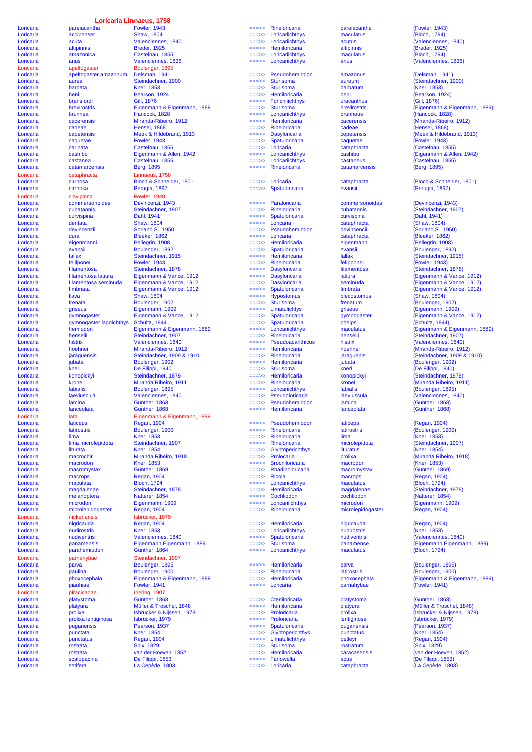# Loricaria Linnaeus, 1758

| Genus | Species | Author | | Valid genus | Valid species | Author |
|---|---|---|---|---|---|---|
| Loricaria | pareiacantha | Fowler, 1943 | ===>> | Rineloricaria | pareiacantha | (Fowler, 1943) |
| Loricaria | accipenser | Shaw, 1804 | ===>> | Loricariichthys | maculatus | (Bloch, 1794) |
| Loricaria | acuta | Valenciennes, 1840 | ===>> | Loricariichthys | acutus | (Valenciennes, 1840) |
| Loricaria | altipinnis | Breder, 1925 | ===>> | Hemiloricaria | altipinnis | (Breder, 1925) |
| Loricaria | amazonica | Castelnau, 1855 | ===>> | Loricariichthys | maculatus | (Bloch, 1794) |
| Loricaria | anus | Valenciennes, 1836 | ===>> | Loricariichthys | anus | (Valenciennes, 1836) |
| Loricaria | apeltogaster | Boulenger, 1895 | | | | |
| Loricaria | apeltogaster amazonum | Delsman, 1941 | ===>> | Pseudohemiodon | amazonus | (Delsman, 1941) |
| Loricaria | aurea | Steindachner, 1900 | ===>> | Sturisoma | aureum | (Steindachner, 1900) |
| Loricaria | barbata | Kner, 1853 | ===>> | Sturisoma | barbatum | (Kner, 1853) |
| Loricaria | beni | Pearson, 1924 | ===>> | Hemiloricaria | beni | (Pearson, 1924) |
| Loricaria | bransfordi | Gill, 1876 | ===>> | Fonchiiichthys | uracanthus | (Gill, 1876) |
| Loricaria | brevirostris | Eigenmann & Eigenmann, 1889 | ===>> | Sturisoma | brevirostris | (Eigenmann & Eigenmann, 1889) |
| Loricaria | brunnea | Hancock, 1828 | ===>> | Loricariichthys | brunneus | (Hancock, 1828) |
| Loricaria | cacerensis | Miranda-Ribeiro, 1912 | ===>> | Hemiloricaria | cacerensis | (Miranda-Ribeiro, 1912) |
| Loricaria | cadeae | Hensel, 1868 | ===>> | Rineloricaria | cadeae | (Hensel, 1868) |
| Loricaria | capetensis | Meek & Hildebrand, 1913 | ===>> | Dasyloricaria | cepetensis | (Meek & Hildebrand, 1913) |
| Loricaria | caquetae | Fowler, 1943 | ===>> | Spatuloricaria | caquetae | (Fowler, 1943) |
| Loricaria | carinata | Castelnau, 1855 | ===>> | Loricaria | cataphracta | (Castelnau, 1855) |
| Loricaria | cashibo | Eigenmann & Allen, 1942 | ===>> | Loricariichthys | cashibo | (Eigenmann & Allen, 1942) |
| Loricaria | castanea | Castelnau, 1855 | ===>> | Loricariichthys | castaneus | (Castelnau, 1855) |
| Loricaria | catamarcensis | Berg, 1895 | ===>> | Rineloricaria | catamarcensis | (Berg, 1895) |
| Loricaria | cataphracta | Linnaeus, 1758 | | | | |
| Loricaria | cirrhosa | Bloch & Schneider, 1801 | ===>> | Loricaria | cataphracta | (Bloch & Schneider, 1801) |
| Loricaria | cirrhosa | Perugia, 1897 | ===>> | Spatuloricaria | evansii | (Perugia, 1897) |
| Loricaria | clavipinna | Fowler, 1940 | | | | |
| Loricaria | commersonoides | Devincenzi, 1943 | ===>> | Paraloricaria | commersonoides | (Devincenzi, 1943) |
| Loricaria | cubataonis | Steindachner, 1907 | ===>> | Rineloricaria | cubataonis | (Steindachner, 1907) |
| Loricaria | curvispina | Dahl, 1941 | ===>> | Spatuloricaria | curvispina | (Dahl, 1941) |
| Loricaria | dentata | Shaw, 1804 | ===>> | Loricaria | cataphracta | (Shaw, 1804) |
| Loricaria | devincenzi | Soriano S., 1950 | ===>> | Pseudohemiodon | devincencii | (Soriano S., 1950) |
| Loricaria | dura | Bleeker, 1862 | ===>> | Loricaria | cataphracta | (Bleeker, 1862) |
| Loricaria | eigenmanni | Pellegrin, 1908 | ===>> | Hemiloricaria | eigenmanni | (Pellegrin, 1908) |
| Loricaria | evansii | Boulenger, 1892 | ===>> | Spatuloricaria | evansii | (Boulenger, 1892) |
| Loricaria | fallax | Steindachner, 1915 | ===>> | Hemiloricaria | fallax | (Steindachner, 1915) |
| Loricaria | felliponei | Fowler, 1943 | ===>> | Rineloricaria | felipponei | (Fowler, 1943) |
| Loricaria | filamentosa | Steindachner, 1878 | ===>> | Dasyloricaria | filamentosa | (Steindachner, 1878) |
| Loricaria | filamentosa latiura | Eigenmann & Vance, 1912 | ===>> | Dasyloricaria | latiura | (Eigenmann & Vance, 1912) |
| Loricaria | filamentosa seminuda | Eigenmann & Vance, 1912 | ===>> | Dasyloricaria | seminuda | (Eigenmann & Vance, 1912) |
| Loricaria | fimbriata | Eigenmann & Vance, 1912 | ===>> | Spatuloricaria | fimbrata | (Eigenmann & Vance, 1912) |
| Loricaria | flava | Shaw, 1804 | ===>> | Hypostomus | plecostomus | (Shaw, 1804) |
| Loricaria | frenata | Boulenger, 1902 | ===>> | Sturisoma | frenatum | (Boulenger, 1902) |
| Loricaria | griseus | Eigenmann, 1909 | ===>> | Limatulichtys | griseus | (Eigenmann, 1909) |
| Loricaria | gymnogaster | Eigenmann & Vance, 1912 | ===>> | Spatuloricaria | gymnogaster | (Eigenmann & Vance, 1912) |
| Loricaria | gymnogaster lagoichthys | Schultz, 1944 | ===>> | Spatuloricaria | phelpsi | (Schultz, 1944) |
| Loricaria | hemiodon | Eigenmann & Eigenmann, 1889 | ===>> | Loricariichthys | maculatus | (Eigenmann & Eigenmann, 1889) |
| Loricaria | henselii | Steindachner, 1907 | ===>> | Rineloricaria | henselii | (Steindachner, 1907) |
| Loricaria | histrix | Valenciennes, 1840 | ===>> | Pseudoacanthicus | histrix | (Valenciennes, 1840) |
| Loricaria | hoehnei | Miranda-Ribeiro, 1912 | ===>> | Hemiloricaria | hoehnei | (Miranda-Ribeiro, 1912) |
| Loricaria | jaraguensis | Steindachner, 1909 & 1910 | ===>> | Rineloricaria | jaraguensis | (Steindachner, 1909 & 1910) |
| Loricaria | jubata | Boulenger, 1902 | ===>> | Hemiloricaria | jubata | (Boulenger, 1902) |
| Loricaria | kneri | De Filippi, 1940 | ===>> | Sturisoma | kneri | (De Filippi, 1940) |
| Loricaria | konopickyi | Steindachner, 1879 | ===>> | Hemiloricaria | konopickyi | (Steindachner, 1879) |
| Loricaria | kronei | Miranda Ribeiro, 1911 | ===>> | Rineloricaria | kronei | (Miranda Ribeiro, 1911) |
| Loricaria | labialis | Boulenger, 1895 | ===>> | Loricariichthys | labialis | (Boulenger, 1895) |
| Loricaria | laeviuscula | Valenciennes, 1840 | ===>> | Pseudoloricaria | laeviuscula | (Valenciennes, 1840) |
| Loricaria | lamina | Günther, 1868 | ===>> | Pseudohemiodon | lamina | (Günther, 1868) |
| Loricaria | lanceolata | Günther, 1868 | ===>> | Hemiloricaria | lanceolata | (Günther, 1868) |
| Loricaria | lata | Eigenmann & Eigenmann, 1889 | | | | |
| Loricaria | laticeps | Regan, 1904 | ===>> | Pseudohemiodon | laticeps | (Regan, 1904) |
| Loricaria | latirostris | Boulenger, 1900 | ===>> | Rineloricaria | latirostris | (Boulenger, 1900) |
| Loricaria | lima | Kner, 1853 | ===>> | Rineloricaria | lima | (Kner, 1853) |
| Loricaria | lima microlepidota | Steindachner, 1907 | ===>> | Rineloricaria | microlepidota | (Steindachner, 1907) |
| Loricaria | liturata | Kner, 1854 | ===>> | Glyptoperichthys | lituratus | (Kner, 1854) |
| Loricaria | macrochir | Miranda Ribeiro, 1918 | ===>> | Proloricaria | prolixa | (Miranda Ribeiro, 1918) |
| Loricaria | macrodon | Kner, 1853 | ===>> | Brochiloricaria | macrodon | (Kner, 1853) |
| Loricaria | macromystax | Günther, 1869 | ===>> | Rhadinoloricaria | macromystax | (Günther, 1869) |
| Loricaria | macrops | Regan, 1904 | ===>> | Ricola | macrops | (Regan, 1904) |
| Loricaria | maculata | Bloch, 1794 | ===>> | Loricariichthys | maculatus | (Bloch, 1794) |
| Loricaria | magdalenae | Steindachner, 1878 | ===>> | Hemiloricaria | magdalenae | (Steindachner, 1878) |
| Loricaria | melanoptera | Natterer, 1854 | ===>> | Cochliodon | cochliodon | (Natterer, 1854) |
| Loricaria | microdon | Eigenmann, 1909 | ===>> | Loricariiichthys | microdon | (Eigenmann, 1909) |
| Loricaria | microlepidogaster | Regan, 1904 | ===>> | Rineloricaria | microlepidogaster | (Regan, 1904) |
| Loricaria | nickeriensis | Isbrücker, 1979 | | | | |
| Loricaria | nigricauda | Regan, 1904 | ===>> | Hemiloricaria | nigricauda | (Regan, 1904) |
| Loricaria | nudirostris | Kner, 1853 | ===>> | Loricariichthys | nudirostris | (Kner, 1853) |
| Loricaria | nudiventris | Valenciennes, 1840 | ===>> | Spatuloricaria | nudiventris | (Valenciennes, 1840) |
| Loricaria | panamensis | Eigenmann Eigenmann, 1889 | ===>> | Sturisoma | panamense | (Eigenmann Eigenmann, 1889) |
| Loricaria | parahemiodon | Günther, 1864 | ===>> | Loricariichthys | maculatus | (Bloch, 1794) |
| Loricaria | parnahybae | Steindachner, 1907 | | | | |
| Loricaria | parva | Boulenger, 1895 | ===>> | Hemiloricaria | parva | (Boulenger, 1895) |
| Loricaria | paulina | Boulenger, 1900 | ===>> | Rineloricaria | latirostris | (Boulenger, 1900) |
| Loricaria | phoxocephala | Eigenmann & Eigenmann, 1889 | ===>> | Hemiloricaria | phoxocephala | (Eigenmann & Eigenmann, 1889) |
| Loricaria | piauhiae | Fowler, 1941 | ===>> | Loricaria | parnahybae | (Fowler, 1941) |
| Loricaria | piracicabae | Ihering, 1907 | | | | |
| Loricaria | platystoma | Günther, 1868 | ===>> | Cteniloricaria | platystoma | (Günther, 1868) |
| Loricaria | platyura | Müller & Troschel, 1848 | ===>> | Hemiloricaria | platyura | (Müller & Troschel, 1848) |
| Loricaria | prolixa | Isbrücker & Nijssen, 1978 | ===>> | Proloricaria | prolixa | (Isbrücker & Nijssen, 1978) |
| Loricaria | prolixa lentiginosa | Isbrücker, 1979 | ===>> | Proloricaria | lentiginosa | (Isbrücker, 1979) |
| Loricaria | puganensis | Pearson, 1937 | ===>> | Spatuloricaria | puganensis | (Pearson, 1937) |
| Loricaria | punctata | Kner, 1854 | ===>> | Glyptoperichthys | punctatus | (Kner, 1854) |
| Loricaria | punctatus | Regan, 1904 | ===>> | Limatulichtys | petleyi | (Regan, 1904) |
| Loricaria | rostrata | Spix, 1829 | ===>> | Sturisoma | rostratum | (Spix, 1829) |
| Loricaria | rostrata | van der Hoeven, 1852 | ===>> | Hemiloricaria | caracasensis | (van der Hoeven, 1852) |
| Loricaria | scalopacina | De Filippi, 1853 | ===>> | Farlowella | acus | (De Filippi, 1853) |
| Loricaria | setifera | La Cepède, 1803 | ===>> | Loricaria | cataphracta | (La Cepède, 1803) |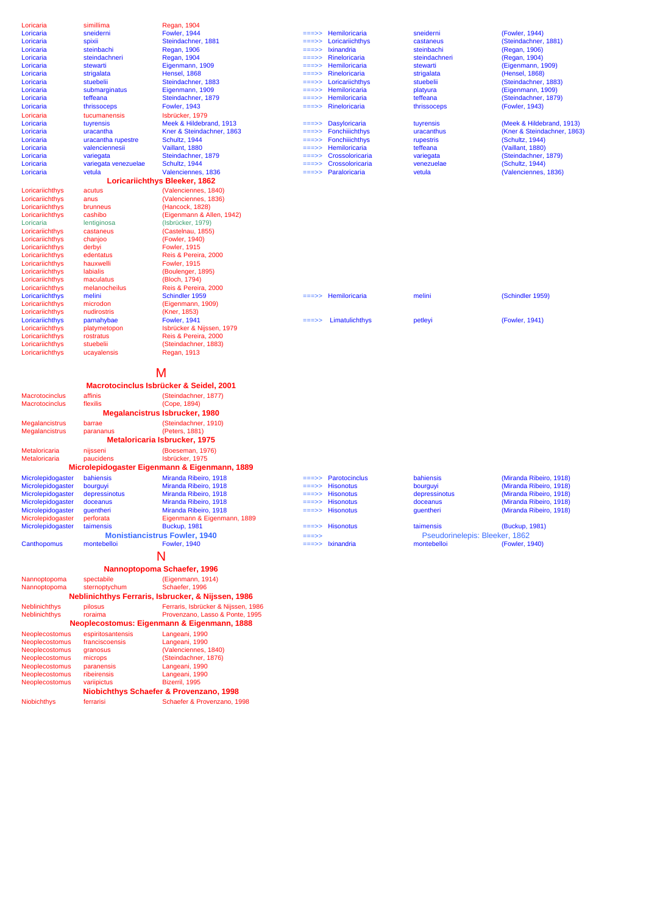| | | | | | | |
|---|---|---|---|---|---|---|
| Loricaria | simillima | Regan, 1904 | | | | |
| Loricaria | sneiderni | Fowler, 1944 | ===>> | Hemiloricaria | sneiderni | (Fowler, 1944) |
| Loricaria | spixii | Steindachner, 1881 | ===>> | Loricariichthys | castaneus | (Steindachner, 1881) |
| Loricaria | steinbachi | Regan, 1906 | ===>> | Ixinandria | steinbachi | (Regan, 1906) |
| Loricaria | steindachneri | Regan, 1904 | ===>> | Rineloricaria | steindachneri | (Regan, 1904) |
| Loricaria | stewarti | Eigenmann, 1909 | ===>> | Hemiloricaria | stewarti | (Eigenmann, 1909) |
| Loricaria | strigalata | Hensel, 1868 | ===>> | Rineloricaria | strigalata | (Hensel, 1868) |
| Loricaria | stuebelii | Steindachner, 1883 | ===>> | Loricariichthys | stuebelii | (Steindachner, 1883) |
| Loricaria | submarginatus | Eigenmann, 1909 | ===>> | Hemiloricaria | platyura | (Eigenmann, 1909) |
| Loricaria | teffeana | Steindachner, 1879 | ===>> | Hemiloricaria | teffeana | (Steindachner, 1879) |
| Loricaria | thrissoceps | Fowler, 1943 | ===>> | Rineloricaria | thrissoceps | (Fowler, 1943) |
| Loricaria | tucumanensis | Isbrücker, 1979 | | | | |
| Loricaria | tuyrensis | Meek & Hildebrand, 1913 | ===>> | Dasyloricaria | tuyrensis | (Meek & Hildebrand, 1913) |
| Loricaria | uracantha | Kner & Steindachner, 1863 | ===>> | Fonchiiichthys | uracanthus | (Kner & Steindachner, 1863) |
| Loricaria | uracantha rupestre | Schultz, 1944 | ===>> | Fonchiiichthys | rupestris | (Schultz, 1944) |
| Loricaria | valenciennesii | Vaillant, 1880 | ===>> | Hemiloricaria | teffeana | (Vaillant, 1880) |
| Loricaria | variegata | Steindachner, 1879 | ===>> | Crossoloricaria | variegata | (Steindachner, 1879) |
| Loricaria | variegata venezuelae | Schultz, 1944 | ===>> | Crossoloricaria | venezuelae | (Schultz, 1944) |
| Loricaria | vetula | Valenciennes, 1836 | ===>> | Paraloricaria | vetula | (Valenciennes, 1836) |

**Loricariichthys Bleeker, 1862**

| | | | | | | |
|---|---|---|---|---|---|---|
| Loricariichthys | acutus | (Valenciennes, 1840) | | | | |
| Loricariichthys | anus | (Valenciennes, 1836) | | | | |
| Loricariichthys | brunneus | (Hancock, 1828) | | | | |
| Loricariichthys | cashibo | (Eigenmann & Allen, 1942) | | | | |
| Loricaria | lentiginosa | (Isbrücker, 1979) | | | | |
| Loricariichthys | castaneus | (Castelnau, 1855) | | | | |
| Loricariichthys | chanjoo | (Fowler, 1940) | | | | |
| Loricariichthys | derbyi | Fowler, 1915 | | | | |
| Loricariichthys | edentatus | Reis & Pereira, 2000 | | | | |
| Loricariichthys | hauxwelli | Fowler, 1915 | | | | |
| Loricariichthys | labialis | (Boulenger, 1895) | | | | |
| Loricariichthys | maculatus | (Bloch, 1794) | | | | |
| Loricariichthys | melanocheilus | Reis & Pereira, 2000 | | | | |
| Loricariichthys | melini | Schindler 1959 | ===>> | Hemiloricaria | melini | (Schindler 1959) |
| Loricariichthys | microdon | (Eigenmann, 1909) | | | | |
| Loricariichthys | nudirostris | (Kner, 1853) | | | | |
| Loricariichthys | parnahybae | Fowler, 1941 | ===>> | Limatulichthys | petleyi | (Fowler, 1941) |
| Loricariichthys | platymetopon | Isbrücker & Nijssen, 1979 | | | | |
| Loricariichthys | rostratus | Reis & Pereira, 2000 | | | | |
| Loricariichthys | stuebelii | (Steindachner, 1883) | | | | |
| Loricariichthys | ucayalensis | Regan, 1913 | | | | |

# M

**Macrotocinclus Isbrücker & Seidel, 2001**

| | | |
|---|---|---|
| Macrotocinclus | affinis | (Steindachner, 1877) |
| Macrotocinclus | flexilis | (Cope, 1894) |

**Megalancistrus Isbrucker, 1980**

| | | |
|---|---|---|
| Megalancistrus | barrae | (Steindachner, 1910) |
| Megalancistrus | parananus | (Peters, 1881) |

**Metaloricaria Isbrucker, 1975**

| | | |
|---|---|---|
| Metaloricaria | nijsseni | (Boeseman, 1976) |
| Metaloricaria | paucidens | Isbrücker, 1975 |

**Microlepidogaster Eigenmann & Eigenmann, 1889**

| | | | | | | |
|---|---|---|---|---|---|---|
| Microlepidogaster | bahiensis | Miranda Ribeiro, 1918 | ===>> | Parotocinclus | bahiensis | (Miranda Ribeiro, 1918) |
| Microlepidogaster | bourguyi | Miranda Ribeiro, 1918 | ===>> | Hisonotus | bourguyi | (Miranda Ribeiro, 1918) |
| Microlepidogaster | depressinotus | Miranda Ribeiro, 1918 | ===>> | Hisonotus | depressinotus | (Miranda Ribeiro, 1918) |
| Microlepidogaster | doceanus | Miranda Ribeiro, 1918 | ===>> | Hisonotus | doceanus | (Miranda Ribeiro, 1918) |
| Microlepidogaster | guentheri | Miranda Ribeiro, 1918 | ===>> | Hisonotus | guentheri | (Miranda Ribeiro, 1918) |
| Microlepidogaster | perforata | Eigenmann & Eigenmann, 1889 | | | | |
| Microlepidogaster | taimensis | Buckup, 1981 | ===>> | Hisonotus | taimensis | (Buckup, 1981) |

**Monistiancistrus Fowler, 1940** ===>> Pseudorinelepis: Bleeker, 1862

| | | | | | | |
|---|---|---|---|---|---|---|
| Canthopomus | montebelloi | Fowler, 1940 | ===>> | Ixinandria | montebelloi | (Fowler, 1940) |

# N

**Nannoptopoma Schaefer, 1996**

| | | |
|---|---|---|
| Nannoptopoma | spectabile | (Eigenmann, 1914) |
| Nannoptopoma | sternoptychum | Schaefer, 1996 |

**Neblinichthys Ferraris, Isbrucker, & Nijssen, 1986**

| | | |
|---|---|---|
| Neblinichthys | pilosus | Ferraris, Isbrücker & Nijssen, 1986 |
| Neblinichthys | roraima | Provenzano, Lasso & Ponte, 1995 |

**Neoplecostomus: Eigenmann & Eigenmann, 1888**

| | | |
|---|---|---|
| Neoplecostomus | espiritosantensis | Langeani, 1990 |
| Neoplecostomus | franciscoensis | Langeani, 1990 |
| Neoplecostomus | granosus | (Valenciennes, 1840) |
| Neoplecostomus | microps | (Steindachner, 1876) |
| Neoplecostomus | paranensis | Langeani, 1990 |
| Neoplecostomus | ribeirensis | Langeani, 1990 |
| Neoplecostomus | variipictus | Bizerril, 1995 |

**Niobichthys Schaefer & Provenzano, 1998**

| | | |
|---|---|---|
| Niobichthys | ferrarisi | Schaefer & Provenzano, 1998 |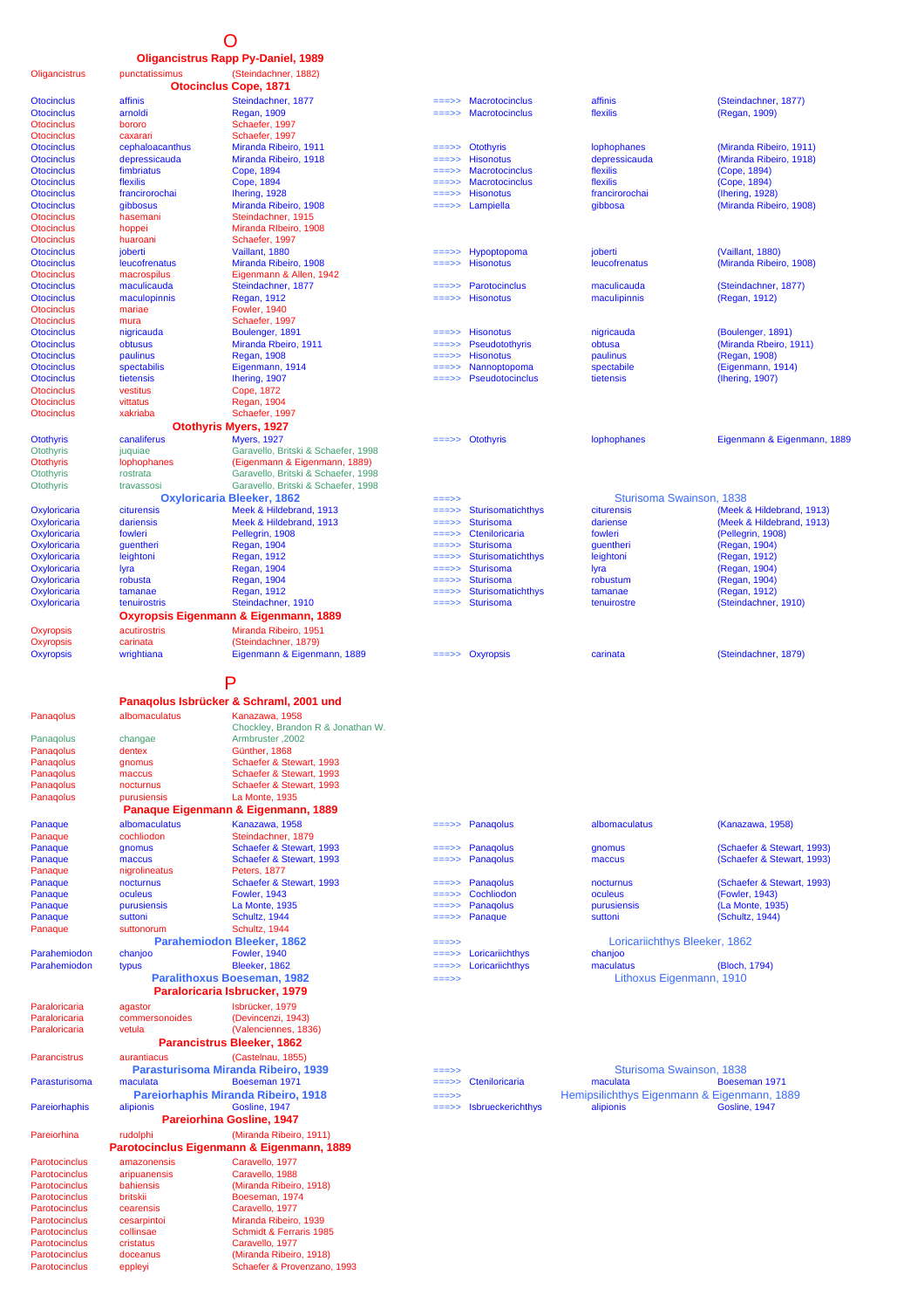# O

### Oligancistrus Rapp Py-Daniel, 1989

| Genus | Species | Author | | New genus | New species | New author |
|---|---|---|---|---|---|---|
| Oligancistrus | punctatissimus | (Steindachner, 1882) | | | | |

### Otocinclus Cope, 1871

| Genus | Species | Author | | New genus | New species | New author |
|---|---|---|---|---|---|---|
| Otocinclus | affinis | Steindachner, 1877 | ===>> | Macrotocinclus | affinis | (Steindachner, 1877) |
| Otocinclus | arnoldi | Regan, 1909 | ===>> | Macrotocinclus | flexilis | (Regan, 1909) |
| Otocinclus | bororo | Schaefer, 1997 | | | | |
| Otocinclus | caxarari | Schaefer, 1997 | | | | |
| Otocinclus | cephaloacanthus | Miranda Ribeiro, 1911 | ===>> | Otothyris | lophophanes | (Miranda Ribeiro, 1911) |
| Otocinclus | depressicauda | Miranda Ribeiro, 1918 | ===>> | Hisonotus | depressicauda | (Miranda Ribeiro, 1918) |
| Otocinclus | fimbriatus | Cope, 1894 | ===>> | Macrotocinclus | flexilis | (Cope, 1894) |
| Otocinclus | flexilis | Cope, 1894 | ===>> | Macrotocinclus | flexilis | (Cope, 1894) |
| Otocinclus | francirorochai | Ihering, 1928 | ===>> | Hisonotus | francirorochai | (Ihering, 1928) |
| Otocinclus | gibbosus | Miranda Ribeiro, 1908 | ===>> | Lampiella | gibbosa | (Miranda Ribeiro, 1908) |
| Otocinclus | hasemani | Steindachner, 1915 | | | | |
| Otocinclus | hoppei | Miranda RIbeiro, 1908 | | | | |
| Otocinclus | huaroani | Schaefer, 1997 | | | | |
| Otocinclus | joberti | Vaillant, 1880 | ===>> | Hypoptopoma | joberti | (Vaillant, 1880) |
| Otocinclus | leucofrenatus | Miranda Ribeiro, 1908 | ===>> | Hisonotus | leucofrenatus | (Miranda Ribeiro, 1908) |
| Otocinclus | macrospilus | Eigenmann & Allen, 1942 | | | | |
| Otocinclus | maculicauda | Steindachner, 1877 | ===>> | Parotocinclus | maculicauda | (Steindachner, 1877) |
| Otocinclus | maculopinnis | Regan, 1912 | ===>> | Hisonotus | maculipinnis | (Regan, 1912) |
| Otocinclus | mariae | Fowler, 1940 | | | | |
| Otocinclus | mura | Schaefer, 1997 | | | | |
| Otocinclus | nigricauda | Boulenger, 1891 | ===>> | Hisonotus | nigricauda | (Boulenger, 1891) |
| Otocinclus | obtusus | Miranda Rbeiro, 1911 | ===>> | Pseudotothyris | obtusa | (Miranda Rbeiro, 1911) |
| Otocinclus | paulinus | Regan, 1908 | ===>> | Hisonotus | paulinus | (Regan, 1908) |
| Otocinclus | spectabilis | Eigenmann, 1914 | ===>> | Nannoptopoma | spectabile | (Eigenmann, 1914) |
| Otocinclus | tietensis | Ihering, 1907 | ===>> | Pseudotocinclus | tietensis | (Ihering, 1907) |
| Otocinclus | vestitus | Cope, 1872 | | | | |
| Otocinclus | vittatus | Regan, 1904 | | | | |
| Otocinclus | xakriaba | Schaefer, 1997 | | | | |

### Otothyris Myers, 1927

| Genus | Species | Author | | New genus | New species | New author |
|---|---|---|---|---|---|---|
| Otothyris | canaliferus | Myers, 1927 | ===>> | Otothyris | lophophanes | Eigenmann & Eigenmann, 1889 |
| Otothyris | juquiae | Garavello, Britski & Schaefer, 1998 | | | | |
| Otothyris | lophophanes | (Eigenmann & Eigenmann, 1889) | | | | |
| Otothyris | rostrata | Garavello, Britski & Schaefer, 1998 | | | | |
| Otothyris | travassosi | Garavello, Britski & Schaefer, 1998 | | | | |

### Oxyloricaria Bleeker, 1862 ===>> Sturisoma Swainson, 1838

| Genus | Species | Author | | New genus | New species | New author |
|---|---|---|---|---|---|---|
| Oxyloricaria | citurensis | Meek & Hildebrand, 1913 | ===>> | Sturisomatichthys | citurensis | (Meek & Hildebrand, 1913) |
| Oxyloricaria | dariensis | Meek & Hildebrand, 1913 | ===>> | Sturisoma | dariense | (Meek & Hildebrand, 1913) |
| Oxyloricaria | fowleri | Pellegrin, 1908 | ===>> | Cteniloricaria | fowleri | (Pellegrin, 1908) |
| Oxyloricaria | guentheri | Regan, 1904 | ===>> | Sturisoma | guentheri | (Regan, 1904) |
| Oxyloricaria | leightoni | Regan, 1912 | ===>> | Sturisomatichthys | leightoni | (Regan, 1912) |
| Oxyloricaria | lyra | Regan, 1904 | ===>> | Sturisoma | lyra | (Regan, 1904) |
| Oxyloricaria | robusta | Regan, 1904 | ===>> | Sturisoma | robustum | (Regan, 1904) |
| Oxyloricaria | tamanae | Regan, 1912 | ===>> | Sturisomatichthys | tamanae | (Regan, 1912) |
| Oxyloricaria | tenuirostris | Steindachner, 1910 | ===>> | Sturisoma | tenuirostre | (Steindachner, 1910) |

### Oxyropsis Eigenmann & Eigenmann, 1889

| Genus | Species | Author | | New genus | New species | New author |
|---|---|---|---|---|---|---|
| Oxyropsis | acutirostris | Miranda Ribeiro, 1951 | | | | |
| Oxyropsis | carinata | (Steindachner, 1879) | | | | |
| Oxyropsis | wrightiana | Eigenmann & Eigenmann, 1889 | ===>> | Oxyropsis | carinata | (Steindachner, 1879) |

# P

### Panaqolus Isbrücker & Schraml, 2001 und Chockley, Brandon R & Jonathan W.

| Genus | Species | Author | | New genus | New species | New author |
|---|---|---|---|---|---|---|
| Panaqolus | albomaculatus | Kanazawa, 1958 | | | | |
| Panaqolus | changae | Armbruster ,2002 | | | | |
| Panaqolus | dentex | Günther, 1868 | | | | |
| Panaqolus | gnomus | Schaefer & Stewart, 1993 | | | | |
| Panaqolus | maccus | Schaefer & Stewart, 1993 | | | | |
| Panaqolus | nocturnus | Schaefer & Stewart, 1993 | | | | |
| Panaqolus | purusiensis | La Monte, 1935 | | | | |

### Panaque Eigenmann & Eigenmann, 1889

| Genus | Species | Author | | New genus | New species | New author |
|---|---|---|---|---|---|---|
| Panaque | albomaculatus | Kanazawa, 1958 | ===>> | Panaqolus | albomaculatus | (Kanazawa, 1958) |
| Panaque | cochliodon | Steindachner, 1879 | | | | |
| Panaque | gnomus | Schaefer & Stewart, 1993 | ===>> | Panaqolus | gnomus | (Schaefer & Stewart, 1993) |
| Panaque | maccus | Schaefer & Stewart, 1993 | ===>> | Panaqolus | maccus | (Schaefer & Stewart, 1993) |
| Panaque | nigrolineatus | Peters, 1877 | | | | |
| Panaque | nocturnus | Schaefer & Stewart, 1993 | ===>> | Panaqolus | nocturnus | (Schaefer & Stewart, 1993) |
| Panaque | oculeus | Fowler, 1943 | ===>> | Cochliodon | oculeus | (Fowler, 1943) |
| Panaque | purusiensis | La Monte, 1935 | ===>> | Panaqolus | purusiensis | (La Monte, 1935) |
| Panaque | suttoni | Schultz, 1944 | ===>> | Panaque | suttoni | (Schultz, 1944) |
| Panaque | suttonorum | Schultz, 1944 | | | | |

### Parahemiodon Bleeker, 1862 ===>> Loricariichthys Bleeker, 1862

| Genus | Species | Author | | New genus | New species | New author |
|---|---|---|---|---|---|---|
| Parahemiodon | chanjoo | Fowler, 1940 | ===>> | Loricariichthys | chanjoo | |
| Parahemiodon | typus | Bleeker, 1862 | ===>> | Loricariichthys | maculatus | (Bloch, 1794) |

### Paralithoxus Boeseman, 1982 ===>> Lithoxus Eigenmann, 1910

### Paraloricaria Isbrucker, 1979

| Genus | Species | Author | | New genus | New species | New author |
|---|---|---|---|---|---|---|
| Paraloricaria | agastor | Isbrücker, 1979 | | | | |
| Paraloricaria | commersonoides | (Devincenzi, 1943) | | | | |
| Paraloricaria | vetula | (Valenciennes, 1836) | | | | |

### Parancistrus Bleeker, 1862

| Genus | Species | Author | | New genus | New species | New author |
|---|---|---|---|---|---|---|
| Parancistrus | aurantiacus | (Castelnau, 1855) | | | | |

### Parasturisoma Miranda Ribeiro, 1939 ===>> Sturisoma Swainson, 1838

| Genus | Species | Author | | New genus | New species | New author |
|---|---|---|---|---|---|---|
| Parasturisoma | maculata | Boeseman 1971 | ===>> | Cteniloricaria | maculata | Boeseman 1971 |

### Pareiorhaphis Miranda Ribeiro, 1918 ===>> Hemipsilichthys Eigenmann & Eigenmann, 1889

| Genus | Species | Author | | New genus | New species | New author |
|---|---|---|---|---|---|---|
| Pareiorhaphis | alipionis | Gosline, 1947 | ===>> | Isbrueckerichthys | alipionis | Gosline, 1947 |

### Pareiorhina Gosline, 1947

| Genus | Species | Author | | New genus | New species | New author |
|---|---|---|---|---|---|---|
| Pareiorhina | rudolphi | (Miranda Ribeiro, 1911) | | | | |

### Parotocinclus Eigenmann & Eigenmann, 1889

| Genus | Species | Author | | New genus | New species | New author |
|---|---|---|---|---|---|---|
| Parotocinclus | amazonensis | Caravello, 1977 | | | | |
| Parotocinclus | aripuanensis | Caravello, 1988 | | | | |
| Parotocinclus | bahiensis | (Miranda Ribeiro, 1918) | | | | |
| Parotocinclus | britskii | Boeseman, 1974 | | | | |
| Parotocinclus | cearensis | Caravello, 1977 | | | | |
| Parotocinclus | cesarpintoi | Miranda Ribeiro, 1939 | | | | |
| Parotocinclus | collinsae | Schmidt & Ferraris 1985 | | | | |
| Parotocinclus | cristatus | Caravello, 1977 | | | | |
| Parotocinclus | doceanus | (Miranda Ribeiro, 1918) | | | | |
| Parotocinclus | eppleyi | Schaefer & Provenzano, 1993 | | | | |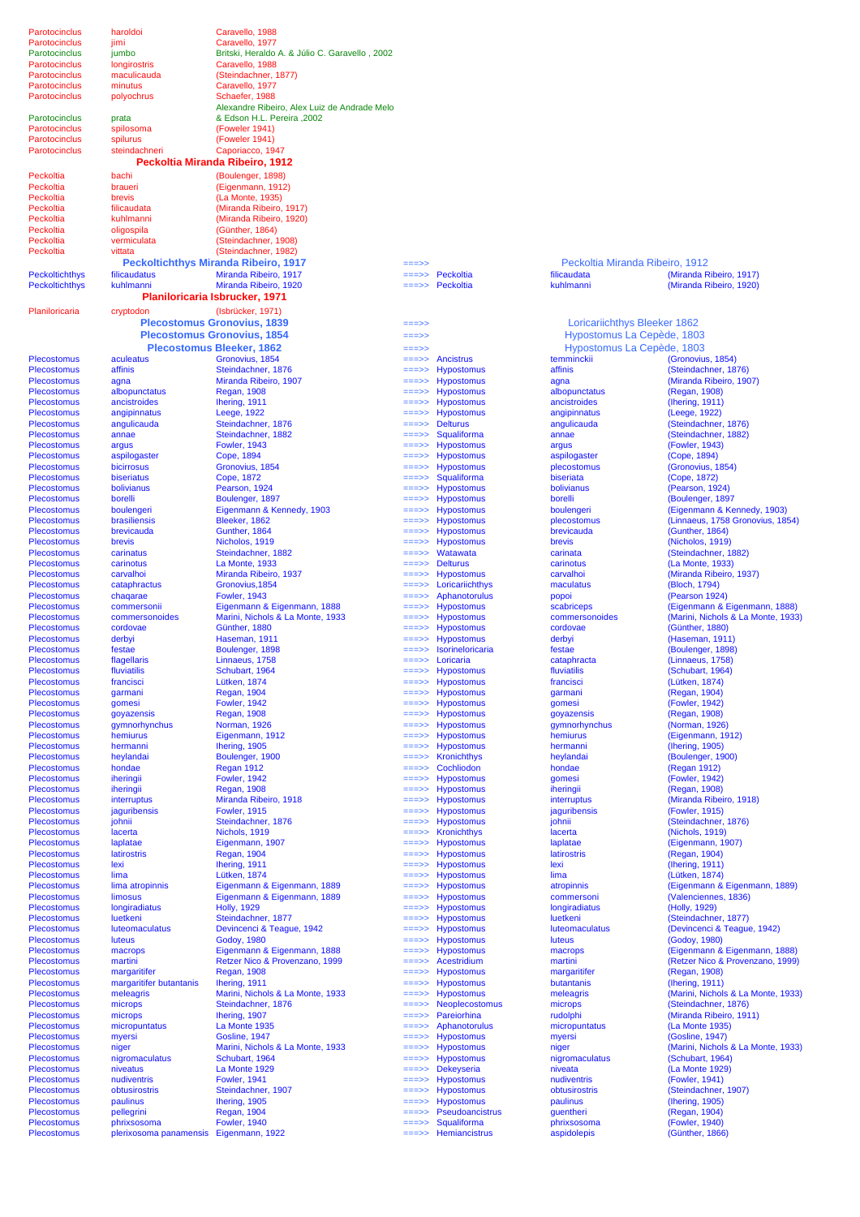| Genus | Species | Author | | Valid genus | Valid species | Valid author |
|---|---|---|---|---|---|---|
| Parotocinclus | haroldoi | Caravello, 1988 | | | | |
| Parotocinclus | jimi | Caravello, 1977 | | | | |
| Parotocinclus | jumbo | Britski, Heraldo A. & Júlio C. Garavello , 2002 | | | | |
| Parotocinclus | longirostris | Caravello, 1988 | | | | |
| Parotocinclus | maculicauda | (Steindachner, 1877) | | | | |
| Parotocinclus | minutus | Caravello, 1977 | | | | |
| Parotocinclus | polyochrus | Schaefer, 1988 | | | | |
| Parotocinclus | prata | Alexandre Ribeiro, Alex Luiz de Andrade Melo & Edson H.L. Pereira ,2002 | | | | |
| Parotocinclus | spilosoma | (Foweler 1941) | | | | |
| Parotocinclus | spilurus | (Foweler 1941) | | | | |
| Parotocinclus | steindachneri | Caporiacco, 1947 | | | | |
| **Peckoltia Miranda Ribeiro, 1912** | | | | | | |
| Peckoltia | bachi | (Boulenger, 1898) | | | | |
| Peckoltia | braueri | (Eigenmann, 1912) | | | | |
| Peckoltia | brevis | (La Monte, 1935) | | | | |
| Peckoltia | filicaudata | (Miranda Ribeiro, 1917) | | | | |
| Peckoltia | kuhlmanni | (Miranda Ribeiro, 1920) | | | | |
| Peckoltia | oligospila | (Günther, 1864) | | | | |
| Peckoltia | vermiculata | (Steindachner, 1908) | | | | |
| Peckoltia | vittata | (Steindachner, 1982) | | | | |
| **Peckoltichthys Miranda Ribeiro, 1917** | | | ===>> | Peckoltia Miranda Ribeiro, 1912 | | |
| Peckoltichthys | filicaudatus | Miranda Ribeiro, 1917 | ===>> | Peckoltia | filicaudata | (Miranda Ribeiro, 1917) |
| Peckoltichthys | kuhlmanni | Miranda Ribeiro, 1920 | ===>> | Peckoltia | kuhlmanni | (Miranda Ribeiro, 1920) |
| **Planiloricaria Isbrucker, 1971** | | | | | | |
| Planiloricaria | cryptodon | (Isbrücker, 1971) | | | | |
| **Plecostomus Gronovius, 1839** | | | ===>> | Loricariichthys Bleeker 1862 | | |
| **Plecostomus Gronovius, 1854** | | | ===>> | Hypostomus La Cepède, 1803 | | |
| **Plecostomus Bleeker, 1862** | | | ===>> | Hypostomus La Cepède, 1803 | | |
| Plecostomus | aculeatus | Gronovius, 1854 | ===>> | Ancistrus | temminckii | (Gronovius, 1854) |
| Plecostomus | affinis | Steindachner, 1876 | ===>> | Hypostomus | affinis | (Steindachner, 1876) |
| Plecostomus | agna | Miranda Ribeiro, 1907 | ===>> | Hypostomus | agna | (Miranda Ribeiro, 1907) |
| Plecostomus | albopunctatus | Regan, 1908 | ===>> | Hypostomus | albopunctatus | (Regan, 1908) |
| Plecostomus | ancistroides | Ihering, 1911 | ===>> | Hypostomus | ancistroides | (Ihering, 1911) |
| Plecostomus | angipinnatus | Leege, 1922 | ===>> | Hypostomus | angipinnatus | (Leege, 1922) |
| Plecostomus | angulicauda | Steindachner, 1876 | ===>> | Delturus | angulicauda | (Steindachner, 1876) |
| Plecostomus | annae | Steindachner, 1882 | ===>> | Squaliforma | annae | (Steindachner, 1882) |
| Plecostomus | argus | Fowler, 1943 | ===>> | Hypostomus | argus | (Fowler, 1943) |
| Plecostomus | aspilogaster | Cope, 1894 | ===>> | Hypostomus | aspilogaster | (Cope, 1894) |
| Plecostomus | bicirrosus | Gronovius, 1854 | ===>> | Hypostomus | plecostomus | (Gronovius, 1854) |
| Plecostomus | biseriatus | Cope, 1872 | ===>> | Squaliforma | biseriata | (Cope, 1872) |
| Plecostomus | bolivianus | Pearson, 1924 | ===>> | Hypostomus | bolivianus | (Pearson, 1924) |
| Plecostomus | borelli | Boulenger, 1897 | ===>> | Hypostomus | borelli | (Boulenger, 1897 |
| Plecostomus | boulengeri | Eigenmann & Kennedy, 1903 | ===>> | Hypostomus | boulengeri | (Eigenmann & Kennedy, 1903) |
| Plecostomus | brasiliensis | Bleeker, 1862 | ===>> | Hypostomus | plecostomus | (Linnaeus, 1758 Gronovius, 1854) |
| Plecostomus | brevicauda | Gunther, 1864 | ===>> | Hypostomus | brevicauda | (Gunther, 1864) |
| Plecostomus | brevis | Nicholos, 1919 | ===>> | Hypostomus | brevis | (Nicholos, 1919) |
| Plecostomus | carinatus | Steindachner, 1882 | ===>> | Watawata | carinata | (Steindachner, 1882) |
| Plecostomus | carinotus | La Monte, 1933 | ===>> | Delturus | carinotus | (La Monte, 1933) |
| Plecostomus | carvalhoi | Miranda Ribeiro, 1937 | ===>> | Hypostomus | carvalhoi | (Miranda Ribeiro, 1937) |
| Plecostomus | cataphractus | Gronovius,1854 | ===>> | Loricariichthys | maculatus | (Bloch, 1794) |
| Plecostomus | chaqarae | Fowler, 1943 | ===>> | Aphanotorulus | popoi | (Pearson 1924) |
| Plecostomus | commersonii | Eigenmann & Eigenmann, 1888 | ===>> | Hypostomus | scabriceps | (Eigenmann & Eigenmann, 1888) |
| Plecostomus | commersonoides | Marini, Nichols & La Monte, 1933 | ===>> | Hypostomus | commersonoides | (Marini, Nichols & La Monte, 1933) |
| Plecostomus | cordovae | Günther, 1880 | ===>> | Hypostomus | cordovae | (Günther, 1880) |
| Plecostomus | derbyi | Haseman, 1911 | ===>> | Hypostomus | derbyi | (Haseman, 1911) |
| Plecostomus | festae | Boulenger, 1898 | ===>> | Isorineloricaria | festae | (Boulenger, 1898) |
| Plecostomus | flagellaris | Linnaeus, 1758 | ===>> | Loricaria | cataphracta | (Linnaeus, 1758) |
| Plecostomus | fluviatilis | Schubart, 1964 | ===>> | Hypostomus | fluviatilis | (Schubart, 1964) |
| Plecostomus | francisci | Lütken, 1874 | ===>> | Hypostomus | francisci | (Lütken, 1874) |
| Plecostomus | garmani | Regan, 1904 | ===>> | Hypostomus | garmani | (Regan, 1904) |
| Plecostomus | gomesi | Fowler, 1942 | ===>> | Hypostomus | gomesi | (Fowler, 1942) |
| Plecostomus | goyazensis | Regan, 1908 | ===>> | Hypostomus | goyazensis | (Regan, 1908) |
| Plecostomus | gymnorhynchus | Norman, 1926 | ===>> | Hypostomus | gymnorhynchus | (Norman, 1926) |
| Plecostomus | hemiurus | Eigenmann, 1912 | ===>> | Hypostomus | hemiurus | (Eigenmann, 1912) |
| Plecostomus | hermanni | Ihering, 1905 | ===>> | Hypostomus | hermanni | (Ihering, 1905) |
| Plecostomus | heylandai | Boulenger, 1900 | ===>> | Kronichthys | heylandi | (Boulenger, 1900) |
| Plecostomus | hondae | Regan 1912 | ===>> | Cochliodon | hondae | (Regan 1912) |
| Plecostomus | iheringii | Fowler, 1942 | ===>> | Hypostomus | gomesi | (Fowler, 1942) |
| Plecostomus | iheringii | Regan, 1908 | ===>> | Hypostomus | iheringii | (Regan, 1908) |
| Plecostomus | interruptus | Miranda Ribeiro, 1918 | ===>> | Hypostomus | interruptus | (Miranda Ribeiro, 1918) |
| Plecostomus | jaguribensis | Fowler, 1915 | ===>> | Hypostomus | jaguribensis | (Fowler, 1915) |
| Plecostomus | johnii | Steindachner, 1876 | ===>> | Hypostomus | johnii | (Steindachner, 1876) |
| Plecostomus | lacerta | Nichols, 1919 | ===>> | Kronichthys | lacerta | (Nichols, 1919) |
| Plecostomus | laplatae | Eigenmann, 1907 | ===>> | Hypostomus | laplatae | (Eigenmann, 1907) |
| Plecostomus | latirostris | Regan, 1904 | ===>> | Hypostomus | latirostris | (Regan, 1904) |
| Plecostomus | lexi | Ihering, 1911 | ===>> | Hypostomus | lexi | (Ihering, 1911) |
| Plecostomus | lima | Lütken, 1874 | ===>> | Hypostomus | lima | (Lütken, 1874) |
| Plecostomus | lima atropinnis | Eigenmann & Eigenmann, 1889 | ===>> | Hypostomus | atropinnis | (Eigenmann & Eigenmann, 1889) |
| Plecostomus | limosus | Eigenmann & Eigenmann, 1889 | ===>> | Hypostomus | commersoni | (Valenciennes, 1836) |
| Plecostomus | longiradiatus | Holly, 1929 | ===>> | Hypostomus | longiradiatus | (Holly, 1929) |
| Plecostomus | luetkeni | Steindachner, 1877 | ===>> | Hypostomus | luetkeni | (Steindachner, 1877) |
| Plecostomus | luteomaculatus | Devincenci & Teague, 1942 | ===>> | Hypostomus | luteomaculatus | (Devincenci & Teague, 1942) |
| Plecostomus | luteus | Godoy, 1980 | ===>> | Hypostomus | luteus | (Godoy, 1980) |
| Plecostomus | macrops | Eigenmann & Eigenmann, 1888 | ===>> | Hypostomus | macrops | (Eigenmann & Eigenmann, 1888) |
| Plecostomus | martini | Retzer Nico & Provenzano, 1999 | ===>> | Acestridium | martini | (Retzer Nico & Provenzano, 1999) |
| Plecostomus | margaritifer | Regan, 1908 | ===>> | Hypostomus | margaritifer | (Regan, 1908) |
| Plecostomus | margaritifer butantanis | Ihering, 1911 | ===>> | Hypostomus | butantanis | (Ihering, 1911) |
| Plecostomus | meleagris | Marini, Nichols & La Monte, 1933 | ===>> | Hypostomus | meleagris | (Marini, Nichols & La Monte, 1933) |
| Plecostomus | microps | Steindachner, 1876 | ===>> | Neoplecostomus | microps | (Steindachner, 1876) |
| Plecostomus | microps | Ihering, 1907 | ===>> | Pareiorhina | rudolphi | (Miranda Ribeiro, 1911) |
| Plecostomus | micropuntatus | La Monte 1935 | ===>> | Aphanotorulus | micropuntatus | (La Monte 1935) |
| Plecostomus | myersi | Gosline, 1947 | ===>> | Hypostomus | myersi | (Gosline, 1947) |
| Plecostomus | niger | Marini, Nichols & La Monte, 1933 | ===>> | Hypostomus | niger | (Marini, Nichols & La Monte, 1933) |
| Plecostomus | nigromaculatus | Schubart, 1964 | ===>> | Hypostomus | nigromaculatus | (Schubart, 1964) |
| Plecostomus | niveatus | La Monte 1929 | ===>> | Dekeyseria | niveata | (La Monte 1929) |
| Plecostomus | nudiventris | Fowler, 1941 | ===>> | Hypostomus | nudiventris | (Fowler, 1941) |
| Plecostomus | obtusirostris | Steindachner, 1907 | ===>> | Hypostomus | obtusirostris | (Steindachner, 1907) |
| Plecostomus | paulinus | Ihering, 1905 | ===>> | Hypostomus | paulinus | (Ihering, 1905) |
| Plecostomus | pellegrini | Regan, 1904 | ===>> | Pseudoancistrus | guentheri | (Regan, 1904) |
| Plecostomus | phrixsosoma | Fowler, 1940 | ===>> | Squaliforma | phrixsosoma | (Fowler, 1940) |
| Plecostomus | plerixosoma panamensis | Eigenmann, 1922 | ===>> | Hemiancistrus | aspidolepis | (Günther, 1866) |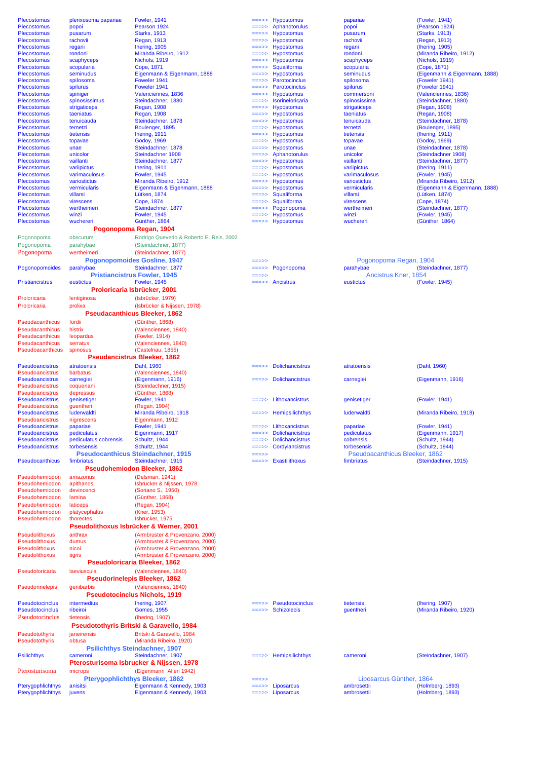| Genus | Species | Author | | Current genus | Current species | Current author |
|---|---|---|---|---|---|---|
| Plecostomus | plerixosoma papariae | Fowler, 1941 | ===>> | Hypostomus | papariae | (Fowler, 1941) |
| Plecostomus | popoi | Pearson 1924 | ===>> | Aphanotorulus | popoi | (Pearson 1924) |
| Plecostomus | pusarum | Starks, 1913 | ===>> | Hypostomus | pusarum | (Starks, 1913) |
| Plecostomus | rachovii | Regan, 1913 | ===>> | Hypostomus | rachovii | (Regan, 1913) |
| Plecostomus | regani | Ihering, 1905 | ===>> | Hypostomus | regani | (Ihering, 1905) |
| Plecostomus | rondoni | Miranda Ribeiro, 1912 | ===>> | Hypostomus | rondoni | (Miranda Ribeiro, 1912) |
| Plecostomus | scaphyceps | Nichols, 1919 | ===>> | Hypostomus | scaphyceps | (Nichols, 1919) |
| Plecostomus | scopularia | Cope, 1871 | ===>> | Squaliforma | scopularia | (Cope, 1871) |
| Plecostomus | seminudus | Eigenmann & Eigenmann, 1888 | ===>> | Hypostomus | seminudus | (Eigenmann & Eigenmann, 1888) |
| Plecostomus | spilosoma | Foweler 1941 | ===>> | Parotocinclus | spilosoma | (Foweler 1941) |
| Plecostomus | spilurus | Foweler 1941 | ===>> | Parotocinclus | spilurus | (Foweler 1941) |
| Plecostomus | spiniger | Valenciennes, 1836 | ===>> | Hypostomus | commersoni | (Valenciennes, 1836) |
| Plecostomus | spinosissimus | Steindachner, 1880 | ===>> | Isorineloricaria | spinosissima | (Steindachner, 1880) |
| Plecostomus | strigaticeps | Regan, 1908 | ===>> | Hypostomus | strigaticeps | (Regan, 1908) |
| Plecostomus | taeniatus | Regan, 1908 | ===>> | Hypostomus | taeniatus | (Regan, 1908) |
| Plecostomus | tenuicauda | Steindachner, 1878 | ===>> | Hypostomus | tenuicauda | (Steindachner, 1878) |
| Plecostomus | ternetzi | Boulenger, 1895 | ===>> | Hypostomus | ternetzi | (Boulenger, 1895) |
| Plecostomus | tietensis | Ihering, 1911 | ===>> | Hypostomus | tietensis | (Ihering, 1911) |
| Plecostomus | topavae | Godoy, 1969 | ===>> | Hypostomus | topavae | (Godoy, 1969) |
| Plecostomus | unae | Steindachner, 1878 | ===>> | Hypostomus | unae | (Steindachner, 1878) |
| Plecostomus | unicolor | Steindachner 1908 | ===>> | Aphanotorulus | unicolor | (Steindachner 1908) |
| Plecostomus | vaillanti | Steindachner, 1877 | ===>> | Hypostomus | vaillanti | (Steindachner, 1877) |
| Plecostomus | variipictus | Ihering, 1911 | ===>> | Hypostomus | variipictus | (Ihering, 1911) |
| Plecostomus | varimaculosus | Fowler, 1945 | ===>> | Hypostomus | varimaculosus | (Fowler, 1945) |
| Plecostomus | variostictus | Miranda Ribeiro, 1912 | ===>> | Hypostomus | variostictus | (Miranda Ribeiro, 1912) |
| Plecostomus | vermicularis | Eigenmann & Eigenmann, 1888 | ===>> | Hypostomus | vermicularis | (Eigenmann & Eigenmann, 1888) |
| Plecostomus | villarsi | Lütken, 1874 | ===>> | Squaliforma | villarsi | (Lütken, 1874) |
| Plecostomus | virescens | Cope, 1874 | ===>> | Squaliforma | virescens | (Cope, 1874) |
| Plecostomus | wertheimeri | Steindachner, 1877 | ===>> | Pogonopoma | wertheimeri | (Steindachner, 1877) |
| Plecostomus | winzi | Fowler, 1945 | ===>> | Hypostomus | winzi | (Fowler, 1945) |
| Plecostomus | wuchereri | Günther, 1864 | ===>> | Hypostomus | wuchereri | (Günther, 1864) |
| **Pogonopoma Regan, 1904** | | | | | | |
| Pogonopoma | obscurum | Rodrigo Quevedo & Roberto E. Reis, 2002 | | | | |
| Pogonopoma | parahybae | (Steindachner, 1877) | | | | |
| Pogonopoma | wertheimeri | (Steindachner, 1877) | | | | |
| **Pogonopomoides Gosline, 1947** | | | ===>> | Pogonopoma Regan, 1904 | | |
| Pogonopomoides | parahybae | Steindachner, 1877 | ===>> | Pogonopoma | parahybae | (Steindachner, 1877) |
| **Pristiancistrus Fowler, 1945** | | | ===>> | Ancistrus Kner, 1854 | | |
| Pristiancistrus | eustictus | Fowler, 1945 | ===>> | Ancistrus | eustictus | (Fowler, 1945) |
| **Proloricaria Isbrücker, 2001** | | | | | | |
| Proloricaria | lentiginosa | (Isbrücker, 1979) | | | | |
| Proloricaria | prolixa | (Isbrücker & Nijssen, 1978) | | | | |
| **Pseudacanthicus Bleeker, 1862** | | | | | | |
| Pseudacanthicus | fordii | (Günther, 1868) | | | | |
| Pseudacanthicus | histrix | (Valenciennes, 1840) | | | | |
| Pseudacanthicus | leopardus | (Fowler, 1914) | | | | |
| Pseudacanthicus | serratus | (Valenciennes, 1840) | | | | |
| Pseudoacanthicus | spinosus | (Castelnau, 1855) | | | | |
| **Pseudancistrus Bleeker, 1862** | | | | | | |
| Pseudoancistrus | atratoensis | Dahl, 1960 | ===>> | Dolichancistrus | atratoensis | (Dahl, 1960) |
| Pseudoancistrus | barbatus | (Valenciennes, 1840) | | | | |
| Pseudoancistrus | carnegiei | (Eigenmann, 1916) | ===>> | Dolichancistrus | carnegiei | (Eigenmann, 1916) |
| Pseudoancistrus | coquenani | (Steindachner, 1915) | | | | |
| Pseudoancistrus | depressus | (Günther, 1868) | | | | |
| Pseudoancistrus | genisetiger | Fowler, 1941 | ===>> | Lithoxancistrus | genisetiger | (Fowler, 1941) |
| Pseudoancistrus | guentheri | (Regan, 1904) | | | | |
| Pseudoancistrus | luderwaldti | Miranda Ribeiro, 1918 | ===>> | Hemipsilichthys | luderwaldti | (Miranda Ribeiro, 1918) |
| Pseudoancistrus | nigrescens | Eigenmann, 1912 | | | | |
| Pseudoancistrus | papariae | Fowler, 1941 | ===>> | Lithoxancistrus | papariae | (Fowler, 1941) |
| Pseudoancistrus | pediculatus | Eigenmann, 1917 | ===>> | Dolichancistrus | pediculatus | (Eigenmann, 1917) |
| Pseudoancistrus | pediculatus cobrensis | Schultz, 1944 | ===>> | Dolichancistrus | cobrensis | (Schultz, 1944) |
| Pseudoancistrus | torbesensis | Schultz, 1944 | ===>> | Cordylancistrus | torbesensis | (Schultz, 1944) |
| **Pseudocanthicus Steindachner, 1915** | | | ===>> | Pseudoacanthicus Bleeker, 1862 | | |
| Pseudocanthicus | fimbriatus | Steindachner, 1915 | ===>> | Exastilithoxus | fimbriatus | (Steindachner, 1915) |
| **Pseudohemiodon Bleeker, 1862** | | | | | | |
| Pseudohemiodon | amazonus | (Delsman, 1941) | | | | |
| Pseudohemiodon | apithanos | Isbrücker & Nijssen, 1978 | | | | |
| Pseudohemiodon | devincencii | (Soriano S., 1950) | | | | |
| Pseudohemiodon | lamina | (Günther, 1868) | | | | |
| Pseudohemiodon | laticeps | (Regan, 1904) | | | | |
| Pseudohemiodon | platycephalus | (Kner, 1953) | | | | |
| Pseudohemiodon | thorectes | Isbrücker, 1975 | | | | |
| **Pseudolithoxus Isbrücker & Werner, 2001** | | | | | | |
| Pseudolithoxus | anthrax | (Armbruster & Provenzano, 2000) | | | | |
| Pseudolithoxus | dumus | (Armbruster & Provenzano, 2000) | | | | |
| Pseudolithoxus | nicoi | (Armbruster & Provenzano, 2000) | | | | |
| Pseudolithoxus | tigris | (Armbruster & Provenzano, 2000) | | | | |
| **Pseudoloricaria Bleeker, 1862** | | | | | | |
| Pseudoloricaria | laeviuscula | (Valenciennes, 1840) | | | | |
| **Pseudorinelepis Bleeker, 1862** | | | | | | |
| Pseudorinelepis | genibarbis | (Valenciennes, 1840) | | | | |
| **Pseudotocinclus Nichols, 1919** | | | | | | |
| Pseudotocinclus | intermedius | Ihering, 1907 | ===>> | Pseudotocinclus | tietensis | (Ihering, 1907) |
| Pseudotocinclus | ribeiroi | Gomes, 1955 | ===>> | Schizolecis | guentheri | (Miranda Ribeiro, 1920) |
| Pseudotocinclus | tietensis | (Ihering, 1907) | | | | |
| **Pseudotothyris Britski & Garavello, 1984** | | | | | | |
| Pseudotothyris | janeirensis | Britski & Garavello, 1984 | | | | |
| Pseudotothyris | obtusa | (Miranda Ribeiro, 1920) | | | | |
| **Psilichthys Steindachner, 1907** | | | | | | |
| Psilichthys | cameroni | Steindachner, 1907 | ===>> | Hemipsilichthys | cameroni | (Steindachner, 1907) |
| **Pterosturisoma Isbrucker & Nijssen, 1978** | | | | | | |
| Pterosturisoma | microps | (Eigenmann Allen 1942) | | | | |
| **Pterygophlichthys Bleeker, 1862** | | | ===>> | Liposarcus Günther, 1864 | | |
| Pterygophlichthys | anisitsi | Eigenmann & Kennedy, 1903 | ===>> | Liposarcus | ambrosettii | (Holmberg, 1893) |
| Pterygophlichthys | juvens | Eigenmann & Kennedy, 1903 | ===>> | Liposarcus | ambrosettii | (Holmberg, 1893) |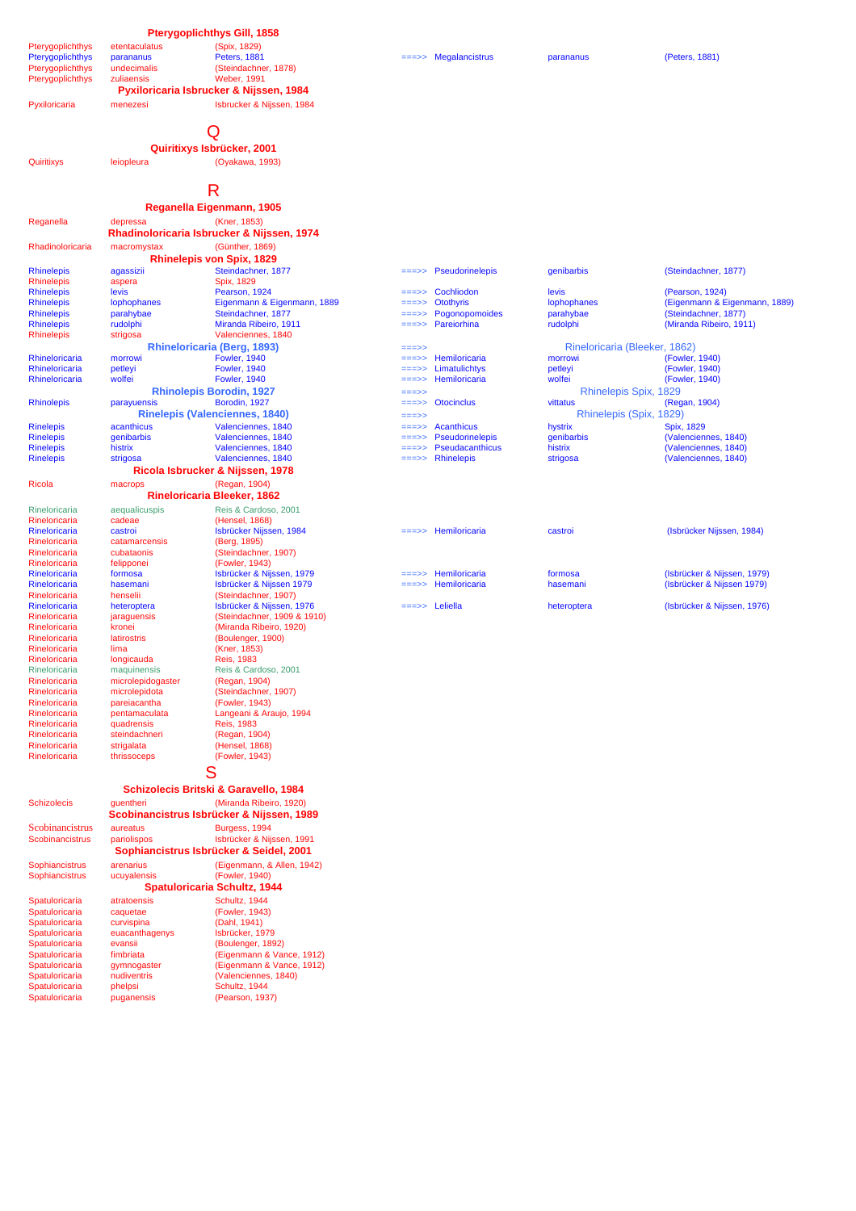### Pterygoplichthys Gill, 1858

| Genus | Species | Author | | New genus | New species | New author |
|---|---|---|---|---|---|---|
| Pterygoplichthys | etentaculatus | (Spix, 1829) | | | | |
| Pterygoplichthys | paranaus | Peters, 1881 | ===>> | Megalancistrus | parananus | (Peters, 1881) |
| Pterygoplichthys | undecimalis | (Steindachner, 1878) | | | | |
| Pterygoplichthys | zuliaensis | Weber, 1991 | | | | |

### Pyxiloricaria Isbrucker & Nijssen, 1984

| Genus | Species | Author |
|---|---|---|
| Pyxiloricaria | menezesi | Isbrucker & Nijssen, 1984 |

## Q

### Quiritixys Isbrücker, 2001

| Genus | Species | Author |
|---|---|---|
| Quiritixys | leiopleura | (Oyakawa, 1993) |

## R

### Reganella Eigenmann, 1905

| Genus | Species | Author |
|---|---|---|
| Reganella | depressa | (Kner, 1853) |

### Rhadinoloricaria Isbrucker & Nijssen, 1974

| Genus | Species | Author |
|---|---|---|
| Rhadinoloricaria | macromystax | (Günther, 1869) |

### Rhinelepis von Spix, 1829

| Genus | Species | Author | | New genus | New species | New author |
|---|---|---|---|---|---|---|
| Rhinelepis | agassizii | Steindachner, 1877 | ===>> | Pseudorinelepis | genibarbis | (Steindachner, 1877) |
| Rhinelepis | aspera | Spix, 1829 | | | | |
| Rhinelepis | levis | Pearson, 1924 | ===>> | Cochliodon | levis | (Pearson, 1924) |
| Rhinelepis | lophophanes | Eigenmann & Eigenmann, 1889 | ===>> | Otothyris | lophophanes | (Eigenmann & Eigenmann, 1889) |
| Rhinelepis | parahybae | Steindachner, 1877 | ===>> | Pogonopomoides | parahybae | (Steindachner, 1877) |
| Rhinelepis | rudolphi | Miranda Ribeiro, 1911 | ===>> | Pareiorhina | rudolphi | (Miranda Ribeiro, 1911) |
| Rhinelepis | strigosa | Valenciennes, 1840 | | | | |

### Rhineloricaria (Berg, 1893) ===>> Rineloricaria (Bleeker, 1862)

| Genus | Species | Author | | New genus | New species | New author |
|---|---|---|---|---|---|---|
| Rhineloricaria | morrowi | Fowler, 1940 | ===>> | Hemiloricaria | morrowi | (Fowler, 1940) |
| Rhineloricaria | petleyi | Fowler, 1940 | ===>> | Limatulichtys | petleyi | (Fowler, 1940) |
| Rhineloricaria | wolfei | Fowler, 1940 | ===>> | Hemiloricaria | wolfei | (Fowler, 1940) |

### Rhinolepis Borodin, 1927 ===>> Rhinelepis Spix, 1829

| Genus | Species | Author | | New genus | New species | New author |
|---|---|---|---|---|---|---|
| Rhinolepis | parayuensis | Borodin, 1927 | ===>> | Otocinclus | vittatus | (Regan, 1904) |

### Rinelepis (Valenciennes, 1840) ===>> Rhinelepis (Spix, 1829)

| Genus | Species | Author | | New genus | New species | New author |
|---|---|---|---|---|---|---|
| Rinelepis | acanthicus | Valenciennes, 1840 | ===>> | Acanthicus | hystrix | Spix, 1829 |
| Rinelepis | genibarbis | Valenciennes, 1840 | ===>> | Pseudorinelepis | genibarbis | (Valenciennes, 1840) |
| Rinelepis | histrix | Valenciennes, 1840 | ===>> | Pseudacanthicus | histrix | (Valenciennes, 1840) |
| Rinelepis | strigosa | Valenciennes, 1840 | ===>> | Rhinelepis | strigosa | (Valenciennes, 1840) |

### Ricola Isbrucker & Nijssen, 1978

| Genus | Species | Author |
|---|---|---|
| Ricola | macrops | (Regan, 1904) |

### Rineloricaria Bleeker, 1862

| Genus | Species | Author | | New genus | New species | New author |
|---|---|---|---|---|---|---|
| Rineloricaria | aequalicuspis | Reis & Cardoso, 2001 | | | | |
| Rineloricaria | cadeae | (Hensel, 1868) | | | | |
| Rineloricaria | castroi | Isbrücker Nijssen, 1984 | ===>> | Hemiloricaria | castroi | (Isbrücker Nijssen, 1984) |
| Rineloricaria | catamarcensis | (Berg, 1895) | | | | |
| Rineloricaria | cubataonis | (Steindachner, 1907) | | | | |
| Rineloricaria | felipponei | (Fowler, 1943) | | | | |
| Rineloricaria | formosa | Isbrücker & Nijssen, 1979 | ===>> | Hemiloricaria | formosa | (Isbrücker & Nijssen, 1979) |
| Rineloricaria | hasemani | Isbrücker & Nijssen 1979 | ===>> | Hemiloricaria | hasemani | (Isbrücker & Nijssen 1979) |
| Rineloricaria | henselii | (Steindachner, 1907) | | | | |
| Rineloricaria | heteroptera | Isbrücker & Nijssen, 1976 | ===>> | Leliella | heteroptera | (Isbrücker & Nijssen, 1976) |
| Rineloricaria | jaraguensis | (Steindachner, 1909 & 1910) | | | | |
| Rineloricaria | kronei | (Miranda Ribeiro, 1920) | | | | |
| Rineloricaria | latirostris | (Boulenger, 1900) | | | | |
| Rineloricaria | lima | (Kner, 1853) | | | | |
| Rineloricaria | longicauda | Reis, 1983 | | | | |
| Rineloricaria | maquinensis | Reis & Cardoso, 2001 | | | | |
| Rineloricaria | microlepidogaster | (Regan, 1904) | | | | |
| Rineloricaria | microlepidota | (Steindachner, 1907) | | | | |
| Rineloricaria | pareiacantha | (Fowler, 1943) | | | | |
| Rineloricaria | pentamaculata | Langeani & Araujo, 1994 | | | | |
| Rineloricaria | quadrensis | Reis, 1983 | | | | |
| Rineloricaria | steindachneri | (Regan, 1904) | | | | |
| Rineloricaria | strigalata | (Hensel, 1868) | | | | |
| Rineloricaria | thrissoceps | (Fowler, 1943) | | | | |

## S

### Schizolecis Britski & Garavello, 1984

| Genus | Species | Author |
|---|---|---|
| Schizolecis | guentheri | (Miranda Ribeiro, 1920) |

### Scobinancistrus Isbrücker & Nijssen, 1989

| Genus | Species | Author |
|---|---|---|
| Scobinancistrus | aureatus | Burgess, 1994 |
| Scobinancistrus | pariolispos | Isbrücker & Nijssen, 1991 |

### Sophiancistrus Isbrücker & Seidel, 2001

| Genus | Species | Author |
|---|---|---|
| Sophiancistrus | arenarius | (Eigenmann, & Allen, 1942) |
| Sophiancistrus | ucuyalensis | (Fowler, 1940) |

### Spatuloricaria Schultz, 1944

| Genus | Species | Author |
|---|---|---|
| Spatuloricaria | atratoensis | Schultz, 1944 |
| Spatuloricaria | caquetae | (Fowler, 1943) |
| Spatuloricaria | curvispina | (Dahl, 1941) |
| Spatuloricaria | euacanthagenys | Isbrücker, 1979 |
| Spatuloricaria | evansii | (Boulenger, 1892) |
| Spatuloricaria | fimbriata | (Eigenmann & Vance, 1912) |
| Spatuloricaria | gymnogaster | (Eigenmann & Vance, 1912) |
| Spatuloricaria | nudiventris | (Valenciennes, 1840) |
| Spatuloricaria | phelpsi | Schultz, 1944 |
| Spatuloricaria | puganensis | (Pearson, 1937) |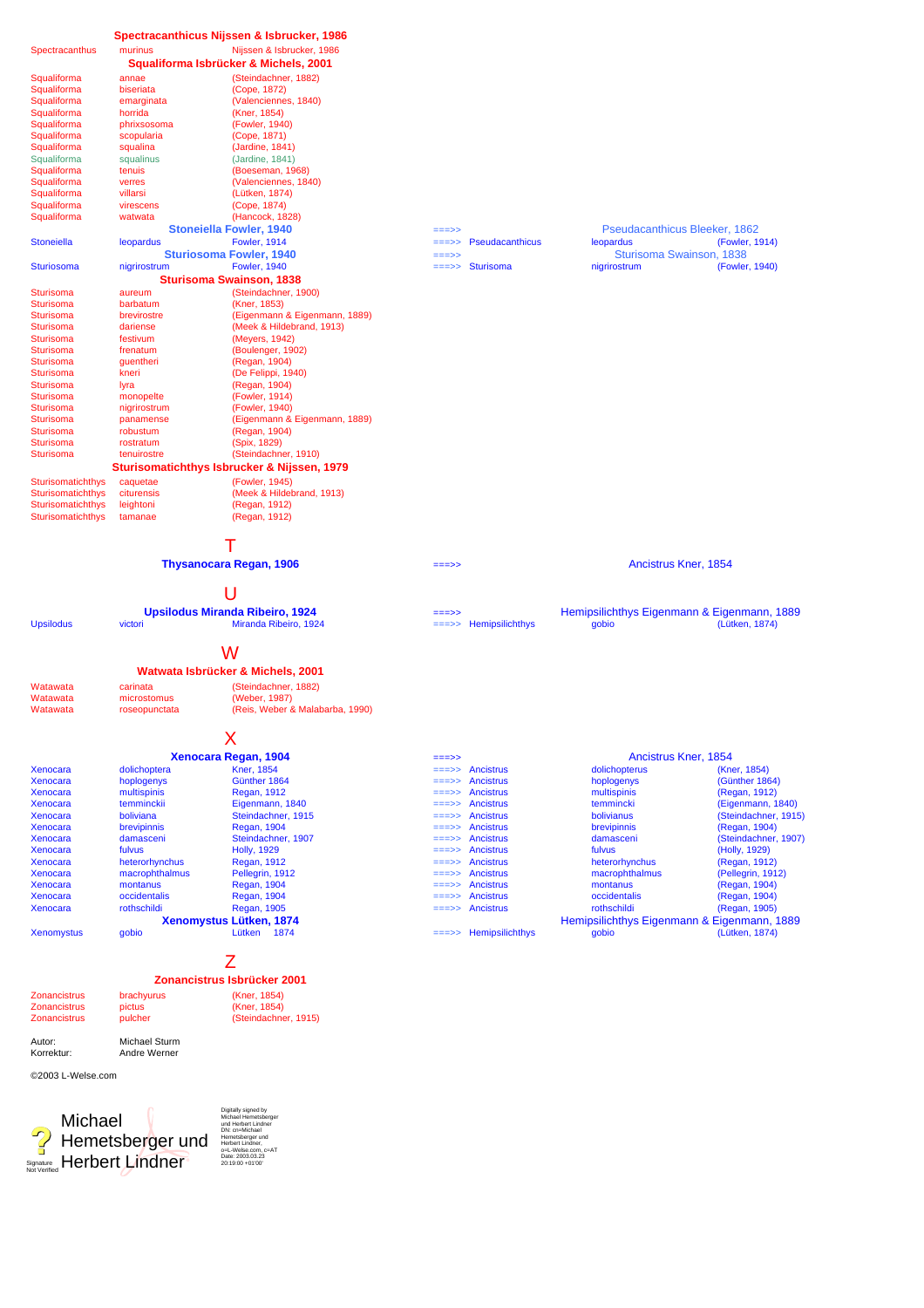## Spectracanthicus Nijssen & Isbrucker, 1986

| | | | | | | |
|---|---|---|---|---|---|---|
| Spectracanthus | murinus | Nijssen & Isbrucker, 1986 | | | | |

## Squaliforma Isbrücker & Michels, 2001

| | | | | | | |
|---|---|---|---|---|---|---|
| Squaliforma | annae | (Steindachner, 1882) | | | | |
| Squaliforma | biseriata | (Cope, 1872) | | | | |
| Squaliforma | emarginata | (Valenciennes, 1840) | | | | |
| Squaliforma | horrida | (Kner, 1854) | | | | |
| Squaliforma | phrixsosoma | (Fowler, 1940) | | | | |
| Squaliforma | scopularia | (Cope, 1871) | | | | |
| Squaliforma | squalina | (Jardine, 1841) | | | | |
| Squaliforma | squalinus | (Jardine, 1841) | | | | |
| Squaliforma | tenuis | (Boeseman, 1968) | | | | |
| Squaliforma | verres | (Valenciennes, 1840) | | | | |
| Squaliforma | villarsi | (Lütken, 1874) | | | | |
| Squaliforma | virescens | (Cope, 1874) | | | | |
| Squaliforma | watwata | (Hancock, 1828) | | | | |

## Stoneiella Fowler, 1940 ===>> Pseudacanthicus Bleeker, 1862

| | | | | | | |
|---|---|---|---|---|---|---|
| Stoneiella | leopardus | Fowler, 1914 | ===>> Pseudacanthicus | leopardus | (Fowler, 1914) | |

## Sturiosoma Fowler, 1940 ===>> Sturisoma Swainson, 1838

| | | | | | | |
|---|---|---|---|---|---|---|
| Sturiosoma | nigrirostrum | Fowler, 1940 | ===>> Sturisoma | nigrirostrum | (Fowler, 1940) | |

## Sturisoma Swainson, 1838

| | | | | | | |
|---|---|---|---|---|---|---|
| Sturisoma | aureum | (Steindachner, 1900) | | | | |
| Sturisoma | barbatum | (Kner, 1853) | | | | |
| Sturisoma | brevirostre | (Eigenmann & Eigenmann, 1889) | | | | |
| Sturisoma | dariense | (Meek & Hildebrand, 1913) | | | | |
| Sturisoma | festivum | (Meyers, 1942) | | | | |
| Sturisoma | frenatum | (Boulenger, 1902) | | | | |
| Sturisoma | guentheri | (Regan, 1904) | | | | |
| Sturisoma | kneri | (De Felippi, 1940) | | | | |
| Sturisoma | lyra | (Regan, 1904) | | | | |
| Sturisoma | monopelte | (Fowler, 1914) | | | | |
| Sturisoma | nigrirostrum | (Fowler, 1940) | | | | |
| Sturisoma | panamense | (Eigenmann & Eigenmann, 1889) | | | | |
| Sturisoma | robustum | (Regan, 1904) | | | | |
| Sturisoma | rostratum | (Spix, 1829) | | | | |
| Sturisoma | tenuirostre | (Steindachner, 1910) | | | | |

## Sturisomatichthys Isbrucker & Nijssen, 1979

| | | | | | | |
|---|---|---|---|---|---|---|
| Sturisomatichthys | caquetae | (Fowler, 1945) | | | | |
| Sturisomatichthys | citurensis | (Meek & Hildebrand, 1913) | | | | |
| Sturisomatichthys | leightoni | (Regan, 1912) | | | | |
| Sturisomatichthys | tamanae | (Regan, 1912) | | | | |

# T

## Thysanocara Regan, 1906 ===>> Ancistrus Kner, 1854

# U

## Upsilodus Miranda Ribeiro, 1924 ===>> Hemipsilichthys Eigenmann & Eigenmann, 1889

| | | | | | | |
|---|---|---|---|---|---|---|
| Upsilodus | victori | Miranda Ribeiro, 1924 | ===>> Hemipsilichthys | gobio | (Lütken, 1874) | |

# W

## Watawata Isbrücker & Michels, 2001

| | | | | | | |
|---|---|---|---|---|---|---|
| Watawata | carinata | (Steindachner, 1882) | | | | |
| Watawata | microstomus | (Weber, 1987) | | | | |
| Watawata | roseopunctata | (Reis, Weber & Malabarba, 1990) | | | | |

# X

## Xenocara Regan, 1904 ===>> Ancistrus Kner, 1854

| | | | | | | |
|---|---|---|---|---|---|---|
| Xenocara | dolichoptera | Kner, 1854 | ===>> | Ancistrus | dolichopterus | (Kner, 1854) |
| Xenocara | hoplogenys | Günther 1864 | ===>> | Ancistrus | hoplogenys | (Günther 1864) |
| Xenocara | multispinis | Regan, 1912 | ===>> | Ancistrus | multispinis | (Regan, 1912) |
| Xenocara | temminckii | Eigenmann, 1840 | ===>> | Ancistrus | temmincki | (Eigenmann, 1840) |
| Xenocara | boliviana | Steindachner, 1915 | ===>> | Ancistrus | bolivianus | (Steindachner, 1915) |
| Xenocara | brevipinnis | Regan, 1904 | ===>> | Ancistrus | brevipinnis | (Regan, 1904) |
| Xenocara | damasceni | Steindachner, 1907 | ===>> | Ancistrus | damasceni | (Steindachner, 1907) |
| Xenocara | fulvus | Holly, 1929 | ===>> | Ancistrus | fulvus | (Holly, 1929) |
| Xenocara | heterorhynchus | Regan, 1912 | ===>> | Ancistrus | heterorhynchus | (Regan, 1912) |
| Xenocara | macrophthalmus | Pellegrin, 1912 | ===>> | Ancistrus | macrophthalmus | (Pellegrin, 1912) |
| Xenocara | montanus | Regan, 1904 | ===>> | Ancistrus | montanus | (Regan, 1904) |
| Xenocara | occidentalis | Regan, 1904 | ===>> | Ancistrus | occidentalis | (Regan, 1904) |
| Xenocara | rothschildi | Regan, 1905 | ===>> | Ancistrus | rothschildi | (Regan, 1905) |

## Xenomystus Lütken, 1874 ===>> Hemipsilichthys Eigenmann & Eigenmann, 1889

| | | | | | | |
|---|---|---|---|---|---|---|
| Xenomystus | gobio | Lütken 1874 | ===>> | Hemipsilichthys | gobio | (Lütken, 1874) |

# Z

## Zonancistrus Isbrücker 2001

| | | | | | | |
|---|---|---|---|---|---|---|
| Zonancistrus | brachyurus | (Kner, 1854) | | | | |
| Zonancistrus | pictus | (Kner, 1854) | | | | |
| Zonancistrus | pulcher | (Steindachner, 1915) | | | | |

Autor: Michael Sturm
Korrektur: Andre Werner

©2003 L-Welse.com

Michael Hemetsberger und Herbert Lindner

Digitally signed by Michael Hemetsberger und Herbert Lindner
DN: cn=Michael Hemetsberger und Herbert Lindner, o=L-Welse.com, c=AT
Date: 2003.03.23 20:19:00 +01'00'

Signature Not Verified